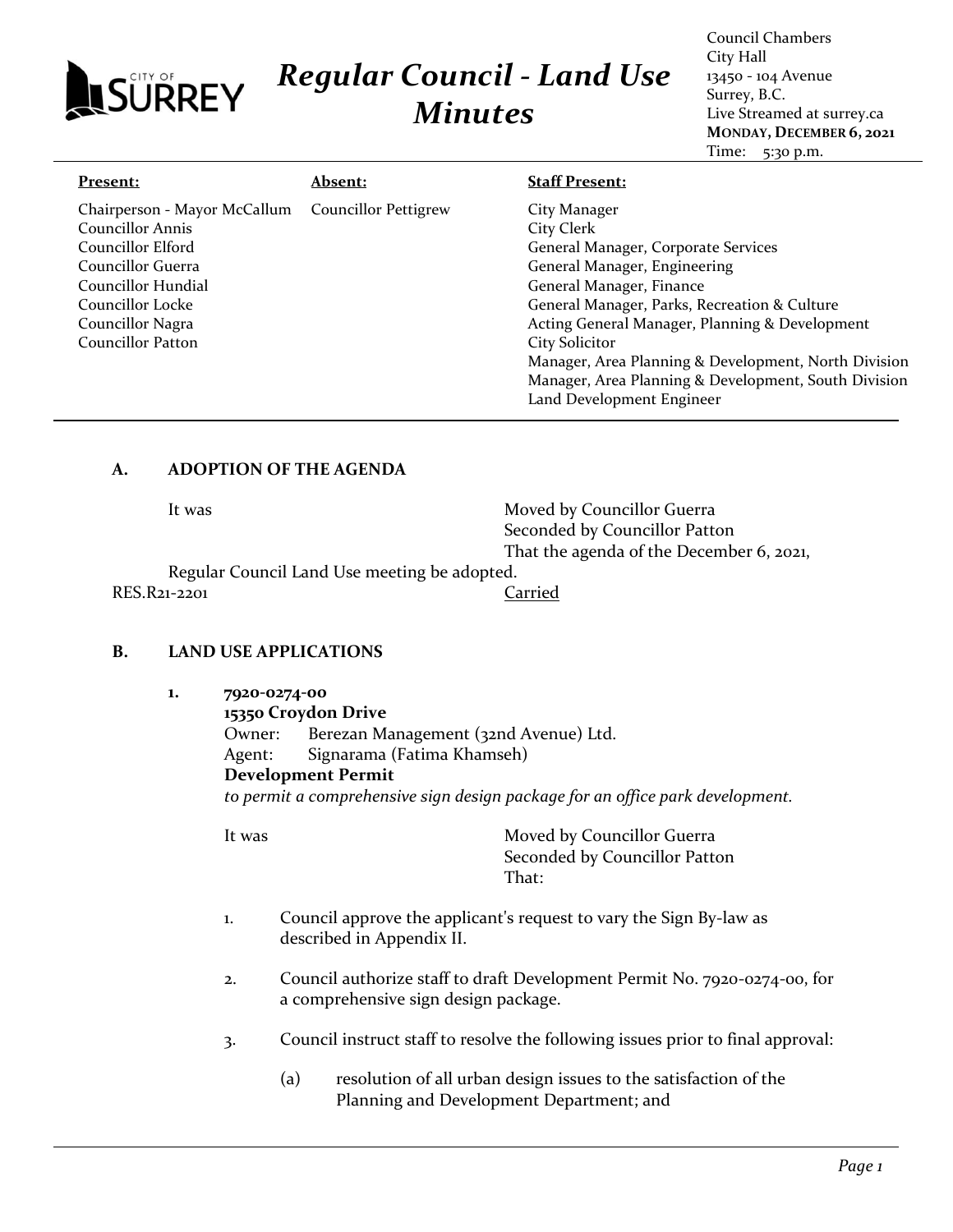# Regular Council - Land Use Minutes

Council Chambers
City Hall
13450 - 104 Avenue
Surrey, B.C.
Live Streamed at surrey.ca
**MONDAY, DECEMBER 6, 2021**
Time: 5:30 p.m.

| **Present:** | **Absent:** | **Staff Present:** |
|---|---|---|
| Chairperson - Mayor McCallum | Councillor Pettigrew | City Manager |
| Councillor Annis | | City Clerk |
| Councillor Elford | | General Manager, Corporate Services |
| Councillor Guerra | | General Manager, Engineering |
| Councillor Hundial | | General Manager, Finance |
| Councillor Locke | | General Manager, Parks, Recreation & Culture |
| Councillor Nagra | | Acting General Manager, Planning & Development |
| Councillor Patton | | City Solicitor |
| | | Manager, Area Planning & Development, North Division |
| | | Manager, Area Planning & Development, South Division |
| | | Land Development Engineer |

## A. ADOPTION OF THE AGENDA

It was

Moved by Councillor Guerra
Seconded by Councillor Patton
That the agenda of the December 6, 2021, Regular Council Land Use meeting be adopted.

RES.R21-2201 Carried

## B. LAND USE APPLICATIONS

**1. 7920-0274-00**
**15350 Croydon Drive**
Owner: Berezan Management (32nd Avenue) Ltd.
Agent: Signarama (Fatima Khamseh)
**Development Permit**
*to permit a comprehensive sign design package for an office park development.*

It was

Moved by Councillor Guerra
Seconded by Councillor Patton
That:

1. Council approve the applicant's request to vary the Sign By-law as described in Appendix II.

2. Council authorize staff to draft Development Permit No. 7920-0274-00, for a comprehensive sign design package.

3. Council instruct staff to resolve the following issues prior to final approval:

   (a) resolution of all urban design issues to the satisfaction of the Planning and Development Department; and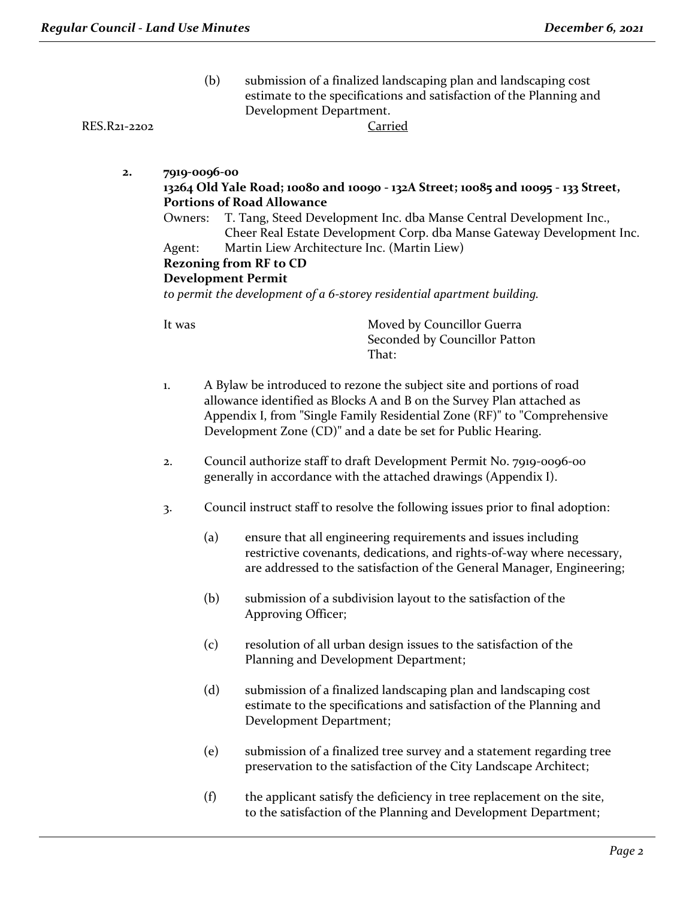(b) submission of a finalized landscaping plan and landscaping cost estimate to the specifications and satisfaction of the Planning and Development Department.

RES.R21-2202 Carried

**2. 7919-0096-00**

**13264 Old Yale Road; 10080 and 10090 - 132A Street; 10085 and 10095 - 133 Street, Portions of Road Allowance**

Owners: T. Tang, Steed Development Inc. dba Manse Central Development Inc., Cheer Real Estate Development Corp. dba Manse Gateway Development Inc.

Agent: Martin Liew Architecture Inc. (Martin Liew)

**Rezoning from RF to CD**

**Development Permit**

*to permit the development of a 6-storey residential apartment building.*

It was Moved by Councillor Guerra
Seconded by Councillor Patton
That:

1. A Bylaw be introduced to rezone the subject site and portions of road allowance identified as Blocks A and B on the Survey Plan attached as Appendix I, from "Single Family Residential Zone (RF)" to "Comprehensive Development Zone (CD)" and a date be set for Public Hearing.

2. Council authorize staff to draft Development Permit No. 7919-0096-00 generally in accordance with the attached drawings (Appendix I).

3. Council instruct staff to resolve the following issues prior to final adoption:

   (a) ensure that all engineering requirements and issues including restrictive covenants, dedications, and rights-of-way where necessary, are addressed to the satisfaction of the General Manager, Engineering;

   (b) submission of a subdivision layout to the satisfaction of the Approving Officer;

   (c) resolution of all urban design issues to the satisfaction of the Planning and Development Department;

   (d) submission of a finalized landscaping plan and landscaping cost estimate to the specifications and satisfaction of the Planning and Development Department;

   (e) submission of a finalized tree survey and a statement regarding tree preservation to the satisfaction of the City Landscape Architect;

   (f) the applicant satisfy the deficiency in tree replacement on the site, to the satisfaction of the Planning and Development Department;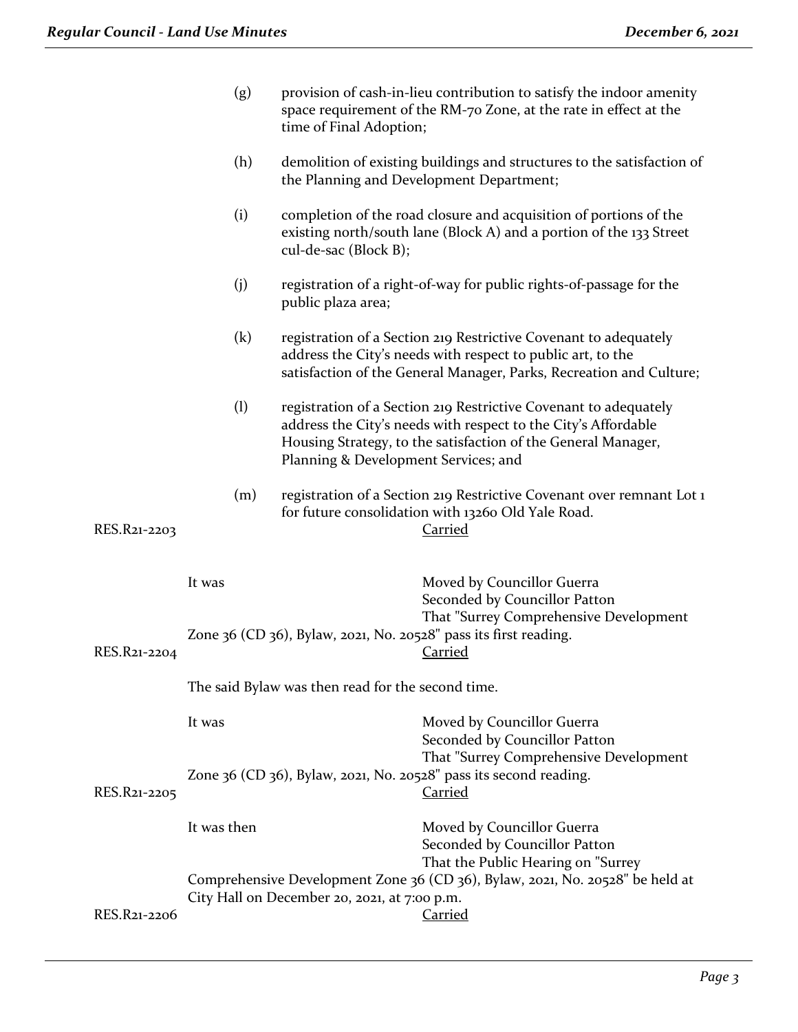(g) provision of cash-in-lieu contribution to satisfy the indoor amenity space requirement of the RM-70 Zone, at the rate in effect at the time of Final Adoption;

(h) demolition of existing buildings and structures to the satisfaction of the Planning and Development Department;

(i) completion of the road closure and acquisition of portions of the existing north/south lane (Block A) and a portion of the 133 Street cul-de-sac (Block B);

(j) registration of a right-of-way for public rights-of-passage for the public plaza area;

(k) registration of a Section 219 Restrictive Covenant to adequately address the City's needs with respect to public art, to the satisfaction of the General Manager, Parks, Recreation and Culture;

(l) registration of a Section 219 Restrictive Covenant to adequately address the City's needs with respect to the City's Affordable Housing Strategy, to the satisfaction of the General Manager, Planning & Development Services; and

(m) registration of a Section 219 Restrictive Covenant over remnant Lot 1 for future consolidation with 13260 Old Yale Road.

RES.R21-2203 Carried

It was Moved by Councillor Guerra
Seconded by Councillor Patton
That "Surrey Comprehensive Development Zone 36 (CD 36), Bylaw, 2021, No. 20528" pass its first reading.

RES.R21-2204 Carried

The said Bylaw was then read for the second time.

It was Moved by Councillor Guerra
Seconded by Councillor Patton
That "Surrey Comprehensive Development Zone 36 (CD 36), Bylaw, 2021, No. 20528" pass its second reading.

RES.R21-2205 Carried

It was then Moved by Councillor Guerra
Seconded by Councillor Patton
That the Public Hearing on "Surrey Comprehensive Development Zone 36 (CD 36), Bylaw, 2021, No. 20528" be held at City Hall on December 20, 2021, at 7:00 p.m.

RES.R21-2206 Carried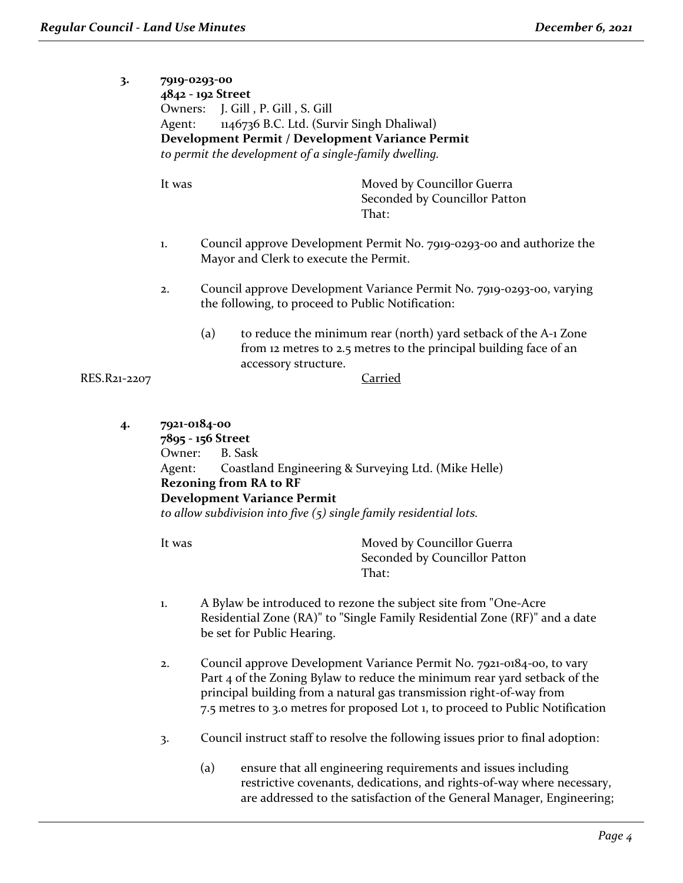**3. 7919-0293-00**
**4842 - 192 Street**
Owners: J. Gill , P. Gill , S. Gill
Agent: 1146736 B.C. Ltd. (Survir Singh Dhaliwal)
**Development Permit / Development Variance Permit**
*to permit the development of a single-family dwelling.*

It was

Moved by Councillor Guerra
Seconded by Councillor Patton
That:

1. Council approve Development Permit No. 7919-0293-00 and authorize the Mayor and Clerk to execute the Permit.

2. Council approve Development Variance Permit No. 7919-0293-00, varying the following, to proceed to Public Notification:

   (a) to reduce the minimum rear (north) yard setback of the A-1 Zone from 12 metres to 2.5 metres to the principal building face of an accessory structure.

RES.R21-2207 Carried

**4. 7921-0184-00**
**7895 - 156 Street**
Owner: B. Sask
Agent: Coastland Engineering & Surveying Ltd. (Mike Helle)
**Rezoning from RA to RF**
**Development Variance Permit**
*to allow subdivision into five (5) single family residential lots.*

It was

Moved by Councillor Guerra
Seconded by Councillor Patton
That:

1. A Bylaw be introduced to rezone the subject site from "One-Acre Residential Zone (RA)" to "Single Family Residential Zone (RF)" and a date be set for Public Hearing.

2. Council approve Development Variance Permit No. 7921-0184-00, to vary Part 4 of the Zoning Bylaw to reduce the minimum rear yard setback of the principal building from a natural gas transmission right-of-way from 7.5 metres to 3.0 metres for proposed Lot 1, to proceed to Public Notification

3. Council instruct staff to resolve the following issues prior to final adoption:

   (a) ensure that all engineering requirements and issues including restrictive covenants, dedications, and rights-of-way where necessary, are addressed to the satisfaction of the General Manager, Engineering;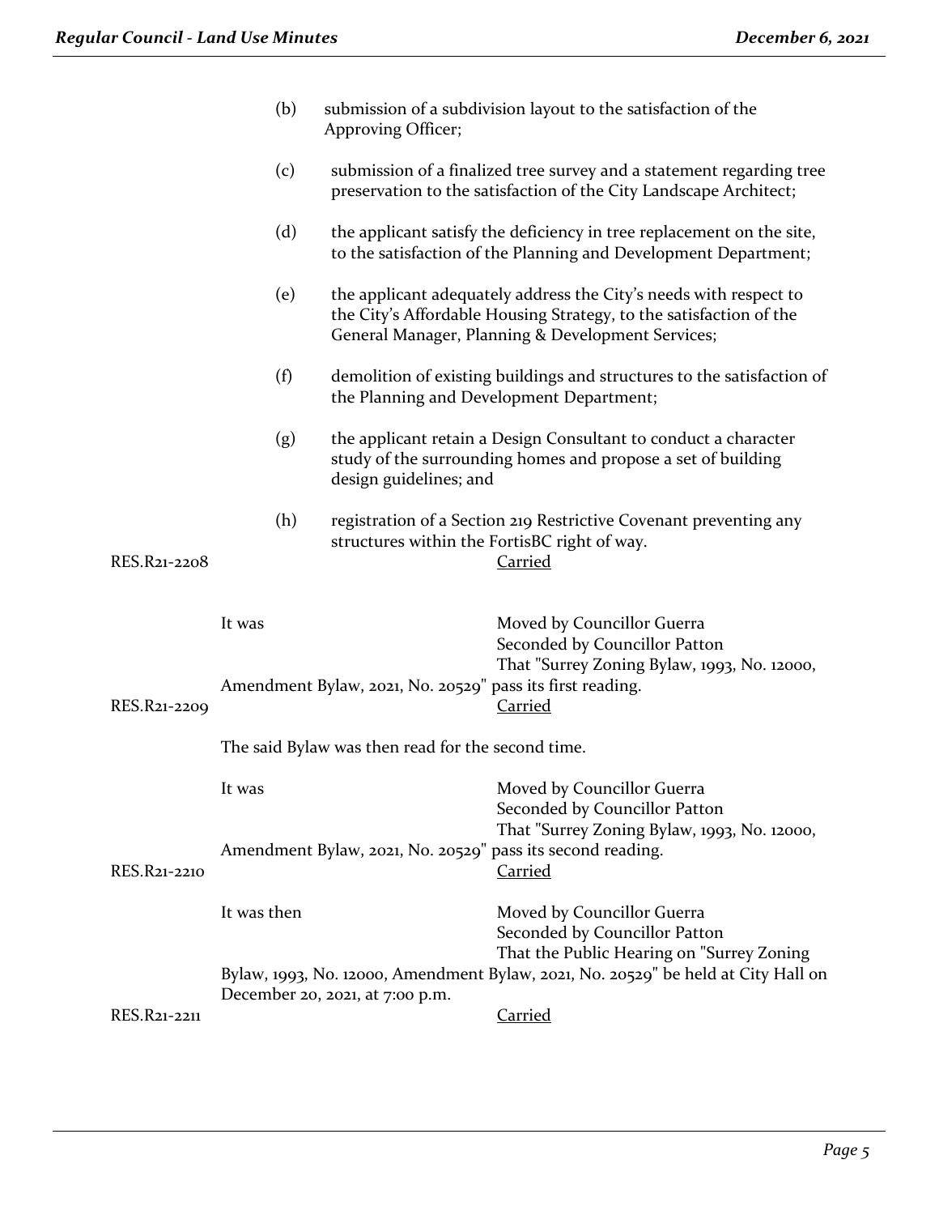(b) submission of a subdivision layout to the satisfaction of the Approving Officer;

(c) submission of a finalized tree survey and a statement regarding tree preservation to the satisfaction of the City Landscape Architect;

(d) the applicant satisfy the deficiency in tree replacement on the site, to the satisfaction of the Planning and Development Department;

(e) the applicant adequately address the City's needs with respect to the City's Affordable Housing Strategy, to the satisfaction of the General Manager, Planning & Development Services;

(f) demolition of existing buildings and structures to the satisfaction of the Planning and Development Department;

(g) the applicant retain a Design Consultant to conduct a character study of the surrounding homes and propose a set of building design guidelines; and

(h) registration of a Section 219 Restrictive Covenant preventing any structures within the FortisBC right of way.

RES.R21-2208 Carried

It was Moved by Councillor Guerra
Seconded by Councillor Patton
That "Surrey Zoning Bylaw, 1993, No. 12000, Amendment Bylaw, 2021, No. 20529" pass its first reading.

RES.R21-2209 Carried

The said Bylaw was then read for the second time.

It was Moved by Councillor Guerra
Seconded by Councillor Patton
That "Surrey Zoning Bylaw, 1993, No. 12000, Amendment Bylaw, 2021, No. 20529" pass its second reading.

RES.R21-2210 Carried

It was then Moved by Councillor Guerra
Seconded by Councillor Patton
That the Public Hearing on "Surrey Zoning Bylaw, 1993, No. 12000, Amendment Bylaw, 2021, No. 20529" be held at City Hall on December 20, 2021, at 7:00 p.m.

RES.R21-2211 Carried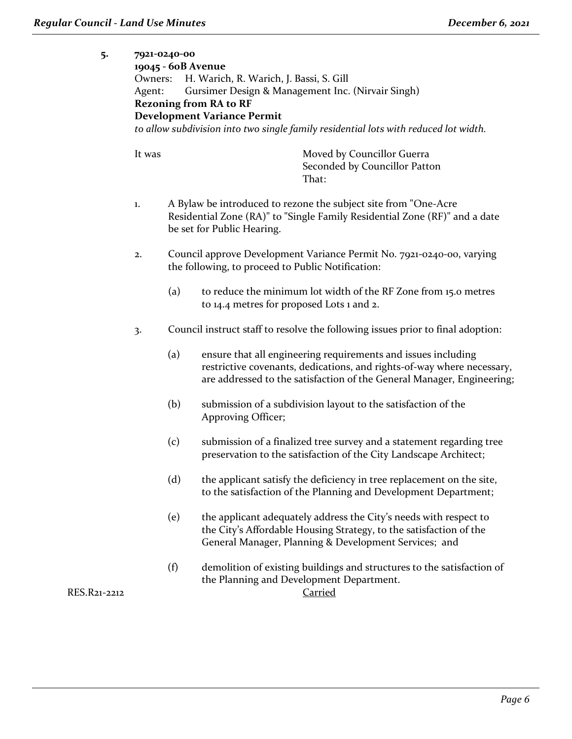**5. 7921-0240-00**
**19045 - 60B Avenue**
Owners: H. Warich, R. Warich, J. Bassi, S. Gill
Agent: Gursimer Design & Management Inc. (Nirvair Singh)
**Rezoning from RA to RF**
**Development Variance Permit**
*to allow subdivision into two single family residential lots with reduced lot width.*

It was Moved by Councillor Guerra
Seconded by Councillor Patton
That:

1. A Bylaw be introduced to rezone the subject site from "One-Acre Residential Zone (RA)" to "Single Family Residential Zone (RF)" and a date be set for Public Hearing.

2. Council approve Development Variance Permit No. 7921-0240-00, varying the following, to proceed to Public Notification:

   (a) to reduce the minimum lot width of the RF Zone from 15.0 metres to 14.4 metres for proposed Lots 1 and 2.

3. Council instruct staff to resolve the following issues prior to final adoption:

   (a) ensure that all engineering requirements and issues including restrictive covenants, dedications, and rights-of-way where necessary, are addressed to the satisfaction of the General Manager, Engineering;

   (b) submission of a subdivision layout to the satisfaction of the Approving Officer;

   (c) submission of a finalized tree survey and a statement regarding tree preservation to the satisfaction of the City Landscape Architect;

   (d) the applicant satisfy the deficiency in tree replacement on the site, to the satisfaction of the Planning and Development Department;

   (e) the applicant adequately address the City's needs with respect to the City's Affordable Housing Strategy, to the satisfaction of the General Manager, Planning & Development Services; and

   (f) demolition of existing buildings and structures to the satisfaction of the Planning and Development Department.

RES.R21-2212 Carried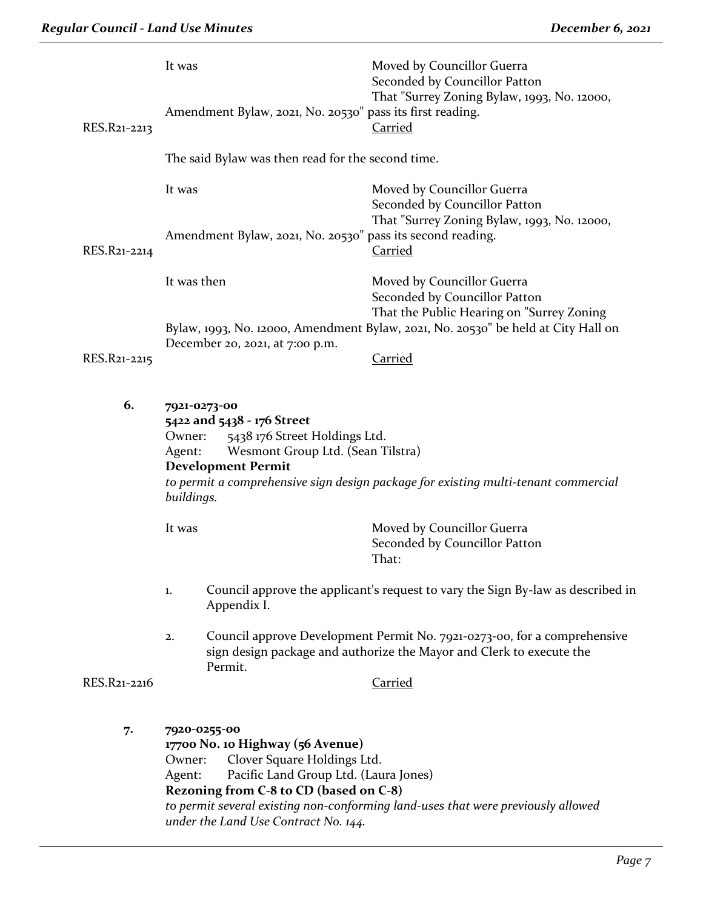It was Moved by Councillor Guerra
Seconded by Councillor Patton
That "Surrey Zoning Bylaw, 1993, No. 12000, Amendment Bylaw, 2021, No. 20530" pass its first reading.

RES.R21-2213 Carried

The said Bylaw was then read for the second time.

It was Moved by Councillor Guerra
Seconded by Councillor Patton
That "Surrey Zoning Bylaw, 1993, No. 12000, Amendment Bylaw, 2021, No. 20530" pass its second reading.

RES.R21-2214 Carried

It was then Moved by Councillor Guerra
Seconded by Councillor Patton
That the Public Hearing on "Surrey Zoning Bylaw, 1993, No. 12000, Amendment Bylaw, 2021, No. 20530" be held at City Hall on December 20, 2021, at 7:00 p.m.

RES.R21-2215 Carried

**6. 7921-0273-00**
**5422 and 5438 - 176 Street**
Owner: 5438 176 Street Holdings Ltd.
Agent: Wesmont Group Ltd. (Sean Tilstra)
**Development Permit**
*to permit a comprehensive sign design package for existing multi-tenant commercial buildings.*

It was Moved by Councillor Guerra
Seconded by Councillor Patton
That:

1. Council approve the applicant's request to vary the Sign By-law as described in Appendix I.

2. Council approve Development Permit No. 7921-0273-00, for a comprehensive sign design package and authorize the Mayor and Clerk to execute the Permit.

RES.R21-2216 Carried

**7. 7920-0255-00**
**17700 No. 10 Highway (56 Avenue)**
Owner: Clover Square Holdings Ltd.
Agent: Pacific Land Group Ltd. (Laura Jones)
**Rezoning from C-8 to CD (based on C-8)**
*to permit several existing non-conforming land-uses that were previously allowed under the Land Use Contract No. 144.*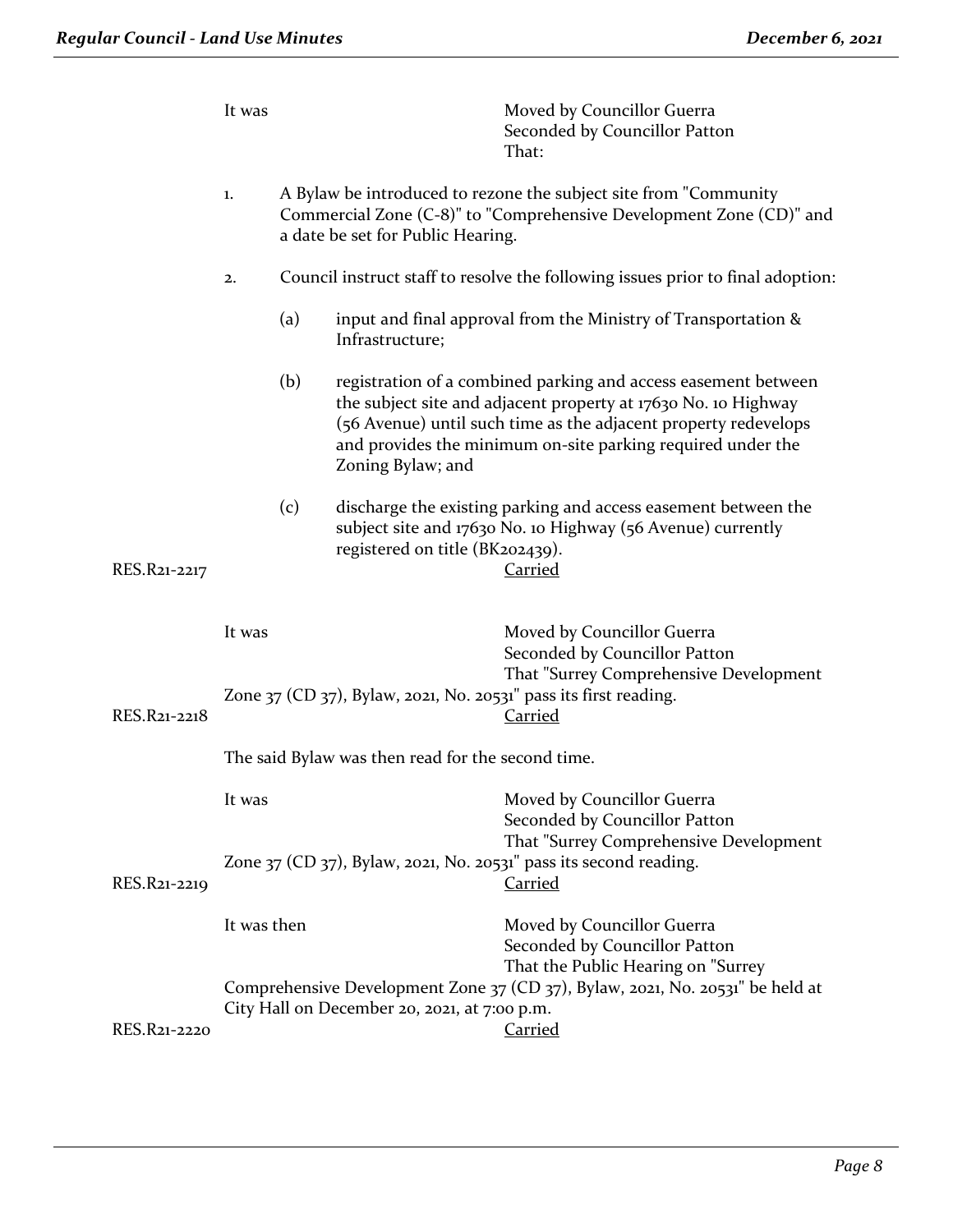It was Moved by Councillor Guerra
Seconded by Councillor Patton
That:

1. A Bylaw be introduced to rezone the subject site from "Community Commercial Zone (C-8)" to "Comprehensive Development Zone (CD)" and a date be set for Public Hearing.

2. Council instruct staff to resolve the following issues prior to final adoption:

   (a) input and final approval from the Ministry of Transportation & Infrastructure;

   (b) registration of a combined parking and access easement between the subject site and adjacent property at 17630 No. 10 Highway (56 Avenue) until such time as the adjacent property redevelops and provides the minimum on-site parking required under the Zoning Bylaw; and

   (c) discharge the existing parking and access easement between the subject site and 17630 No. 10 Highway (56 Avenue) currently registered on title (BK202439).

RES.R21-2217 <u>Carried</u>

It was Moved by Councillor Guerra
Seconded by Councillor Patton
That "Surrey Comprehensive Development Zone 37 (CD 37), Bylaw, 2021, No. 20531" pass its first reading.

RES.R21-2218 <u>Carried</u>

The said Bylaw was then read for the second time.

It was Moved by Councillor Guerra
Seconded by Councillor Patton
That "Surrey Comprehensive Development Zone 37 (CD 37), Bylaw, 2021, No. 20531" pass its second reading.

RES.R21-2219 <u>Carried</u>

It was then Moved by Councillor Guerra
Seconded by Councillor Patton
That the Public Hearing on "Surrey Comprehensive Development Zone 37 (CD 37), Bylaw, 2021, No. 20531" be held at City Hall on December 20, 2021, at 7:00 p.m.

RES.R21-2220 <u>Carried</u>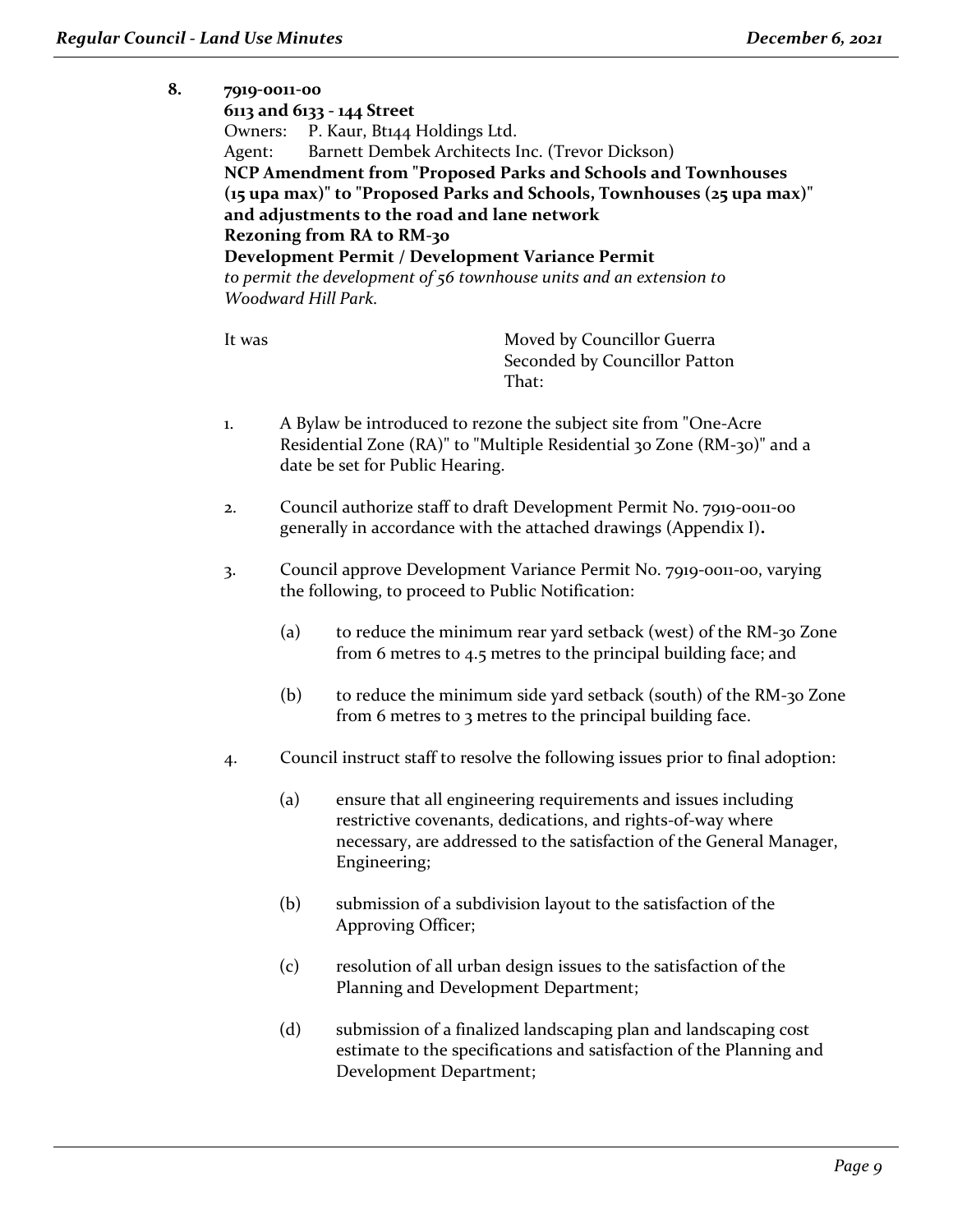**8. 7919-0011-00**
**6113 and 6133 - 144 Street**
Owners: P. Kaur, Bt144 Holdings Ltd.
Agent: Barnett Dembek Architects Inc. (Trevor Dickson)
**NCP Amendment from "Proposed Parks and Schools and Townhouses (15 upa max)" to "Proposed Parks and Schools, Townhouses (25 upa max)" and adjustments to the road and lane network**
**Rezoning from RA to RM-30**
**Development Permit / Development Variance Permit**
*to permit the development of 56 townhouse units and an extension to Woodward Hill Park.*

It was Moved by Councillor Guerra
Seconded by Councillor Patton
That:

1. A Bylaw be introduced to rezone the subject site from "One-Acre Residential Zone (RA)" to "Multiple Residential 30 Zone (RM-30)" and a date be set for Public Hearing.

2. Council authorize staff to draft Development Permit No. 7919-0011-00 generally in accordance with the attached drawings (Appendix I).

3. Council approve Development Variance Permit No. 7919-0011-00, varying the following, to proceed to Public Notification:

   (a) to reduce the minimum rear yard setback (west) of the RM-30 Zone from 6 metres to 4.5 metres to the principal building face; and

   (b) to reduce the minimum side yard setback (south) of the RM-30 Zone from 6 metres to 3 metres to the principal building face.

4. Council instruct staff to resolve the following issues prior to final adoption:

   (a) ensure that all engineering requirements and issues including restrictive covenants, dedications, and rights-of-way where necessary, are addressed to the satisfaction of the General Manager, Engineering;

   (b) submission of a subdivision layout to the satisfaction of the Approving Officer;

   (c) resolution of all urban design issues to the satisfaction of the Planning and Development Department;

   (d) submission of a finalized landscaping plan and landscaping cost estimate to the specifications and satisfaction of the Planning and Development Department;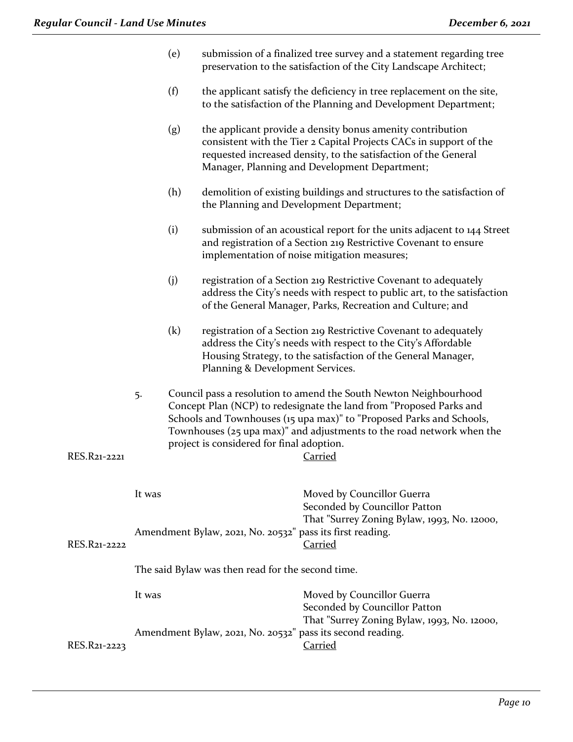(e) submission of a finalized tree survey and a statement regarding tree preservation to the satisfaction of the City Landscape Architect;

(f) the applicant satisfy the deficiency in tree replacement on the site, to the satisfaction of the Planning and Development Department;

(g) the applicant provide a density bonus amenity contribution consistent with the Tier 2 Capital Projects CACs in support of the requested increased density, to the satisfaction of the General Manager, Planning and Development Department;

(h) demolition of existing buildings and structures to the satisfaction of the Planning and Development Department;

(i) submission of an acoustical report for the units adjacent to 144 Street and registration of a Section 219 Restrictive Covenant to ensure implementation of noise mitigation measures;

(j) registration of a Section 219 Restrictive Covenant to adequately address the City's needs with respect to public art, to the satisfaction of the General Manager, Parks, Recreation and Culture; and

(k) registration of a Section 219 Restrictive Covenant to adequately address the City's needs with respect to the City's Affordable Housing Strategy, to the satisfaction of the General Manager, Planning & Development Services.

5. Council pass a resolution to amend the South Newton Neighbourhood Concept Plan (NCP) to redesignate the land from "Proposed Parks and Schools and Townhouses (15 upa max)" to "Proposed Parks and Schools, Townhouses (25 upa max)" and adjustments to the road network when the project is considered for final adoption.

RES.R21-2221 Carried

It was Moved by Councillor Guerra
Seconded by Councillor Patton
That "Surrey Zoning Bylaw, 1993, No. 12000, Amendment Bylaw, 2021, No. 20532" pass its first reading.

RES.R21-2222 Carried

The said Bylaw was then read for the second time.

It was Moved by Councillor Guerra
Seconded by Councillor Patton
That "Surrey Zoning Bylaw, 1993, No. 12000, Amendment Bylaw, 2021, No. 20532" pass its second reading.

RES.R21-2223 Carried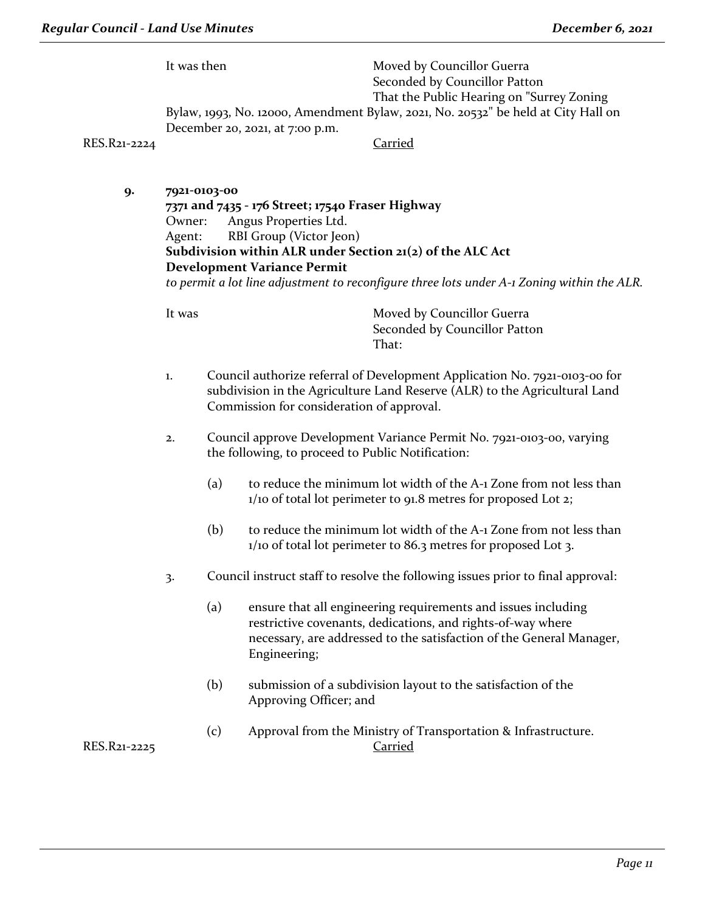It was then

Moved by Councillor Guerra
Seconded by Councillor Patton
That the Public Hearing on "Surrey Zoning Bylaw, 1993, No. 12000, Amendment Bylaw, 2021, No. 20532" be held at City Hall on December 20, 2021, at 7:00 p.m.

RES.R21-2224 Carried

**9. 7921-0103-00**
**7371 and 7435 - 176 Street; 17540 Fraser Highway**
Owner: Angus Properties Ltd.
Agent: RBI Group (Victor Jeon)
**Subdivision within ALR under Section 21(2) of the ALC Act**
**Development Variance Permit**
*to permit a lot line adjustment to reconfigure three lots under A-1 Zoning within the ALR.*

It was

Moved by Councillor Guerra
Seconded by Councillor Patton
That:

1. Council authorize referral of Development Application No. 7921-0103-00 for subdivision in the Agriculture Land Reserve (ALR) to the Agricultural Land Commission for consideration of approval.

2. Council approve Development Variance Permit No. 7921-0103-00, varying the following, to proceed to Public Notification:

   (a) to reduce the minimum lot width of the A-1 Zone from not less than 1/10 of total lot perimeter to 91.8 metres for proposed Lot 2;

   (b) to reduce the minimum lot width of the A-1 Zone from not less than 1/10 of total lot perimeter to 86.3 metres for proposed Lot 3.

3. Council instruct staff to resolve the following issues prior to final approval:

   (a) ensure that all engineering requirements and issues including restrictive covenants, dedications, and rights-of-way where necessary, are addressed to the satisfaction of the General Manager, Engineering;

   (b) submission of a subdivision layout to the satisfaction of the Approving Officer; and

   (c) Approval from the Ministry of Transportation & Infrastructure.

RES.R21-2225 Carried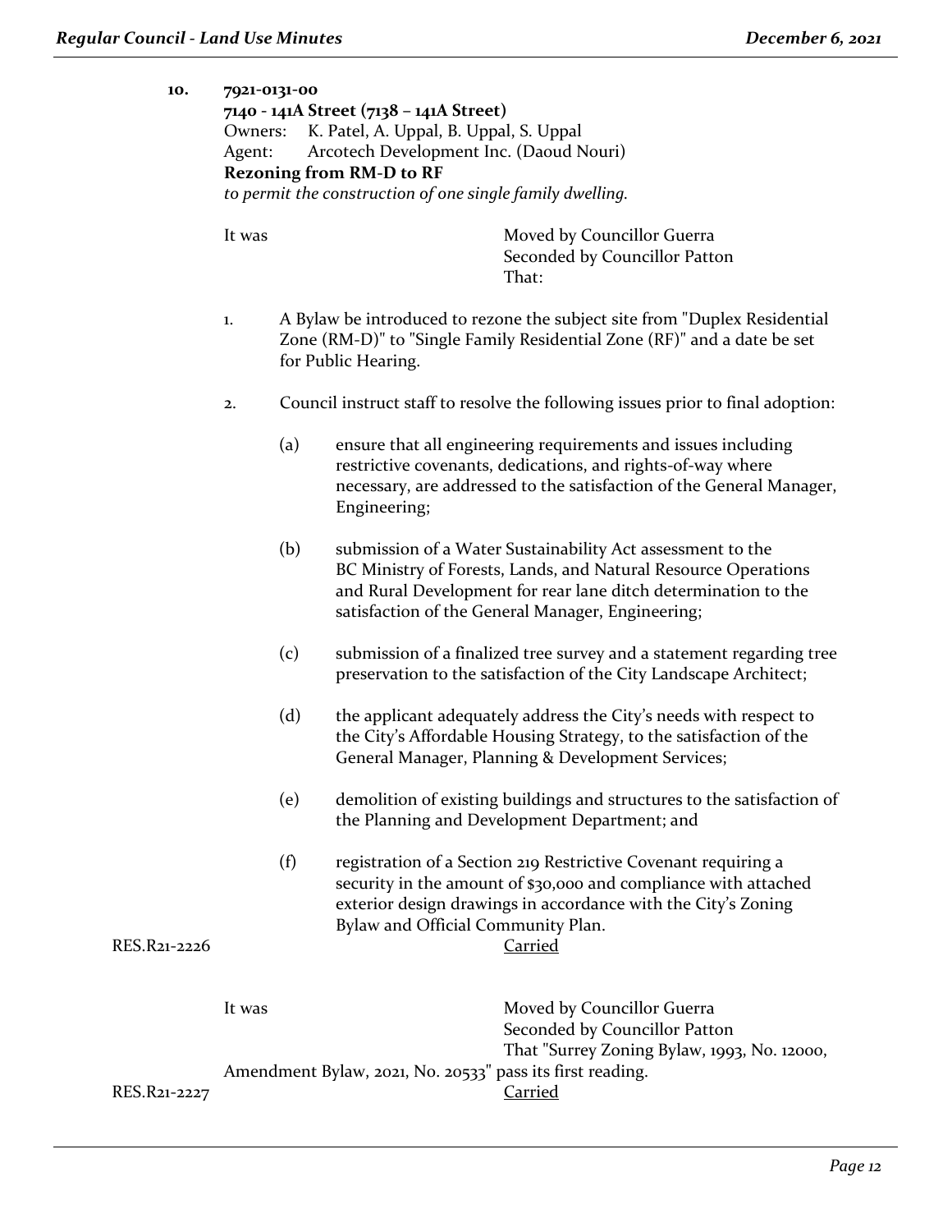**10. 7921-0131-00**
**7140 - 141A Street (7138 – 141A Street)**
Owners: K. Patel, A. Uppal, B. Uppal, S. Uppal
Agent: Arcotech Development Inc. (Daoud Nouri)
**Rezoning from RM-D to RF**
*to permit the construction of one single family dwelling.*

It was

Moved by Councillor Guerra
Seconded by Councillor Patton
That:

1. A Bylaw be introduced to rezone the subject site from "Duplex Residential Zone (RM-D)" to "Single Family Residential Zone (RF)" and a date be set for Public Hearing.

2. Council instruct staff to resolve the following issues prior to final adoption:

   (a) ensure that all engineering requirements and issues including restrictive covenants, dedications, and rights-of-way where necessary, are addressed to the satisfaction of the General Manager, Engineering;

   (b) submission of a Water Sustainability Act assessment to the BC Ministry of Forests, Lands, and Natural Resource Operations and Rural Development for rear lane ditch determination to the satisfaction of the General Manager, Engineering;

   (c) submission of a finalized tree survey and a statement regarding tree preservation to the satisfaction of the City Landscape Architect;

   (d) the applicant adequately address the City's needs with respect to the City's Affordable Housing Strategy, to the satisfaction of the General Manager, Planning & Development Services;

   (e) demolition of existing buildings and structures to the satisfaction of the Planning and Development Department; and

   (f) registration of a Section 219 Restrictive Covenant requiring a security in the amount of $30,000 and compliance with attached exterior design drawings in accordance with the City's Zoning Bylaw and Official Community Plan.

RES.R21-2226 Carried

It was

Moved by Councillor Guerra
Seconded by Councillor Patton
That "Surrey Zoning Bylaw, 1993, No. 12000, Amendment Bylaw, 2021, No. 20533" pass its first reading.

RES.R21-2227 Carried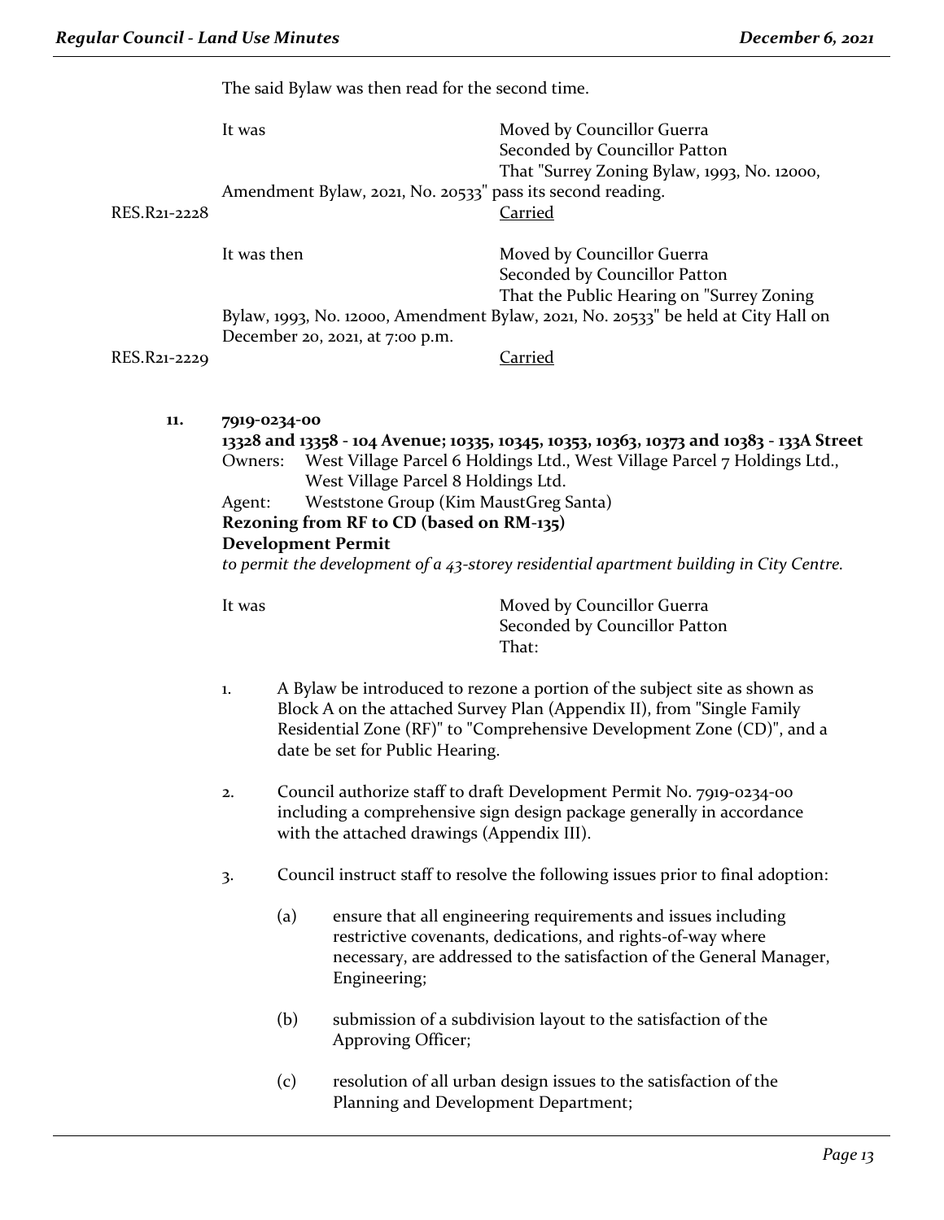The said Bylaw was then read for the second time.

It was Moved by Councillor Guerra
Seconded by Councillor Patton
That "Surrey Zoning Bylaw, 1993, No. 12000, Amendment Bylaw, 2021, No. 20533" pass its second reading.

RES.R21-2228 Carried

It was then Moved by Councillor Guerra
Seconded by Councillor Patton
That the Public Hearing on "Surrey Zoning Bylaw, 1993, No. 12000, Amendment Bylaw, 2021, No. 20533" be held at City Hall on December 20, 2021, at 7:00 p.m.

RES.R21-2229 Carried

**11. 7919-0234-00**

**13328 and 13358 - 104 Avenue; 10335, 10345, 10353, 10363, 10373 and 10383 - 133A Street**

Owners: West Village Parcel 6 Holdings Ltd., West Village Parcel 7 Holdings Ltd., West Village Parcel 8 Holdings Ltd.

Agent: Weststone Group (Kim MaustGreg Santa)

**Rezoning from RF to CD (based on RM-135)**

**Development Permit**

*to permit the development of a 43-storey residential apartment building in City Centre.*

It was Moved by Councillor Guerra
Seconded by Councillor Patton
That:

1. A Bylaw be introduced to rezone a portion of the subject site as shown as Block A on the attached Survey Plan (Appendix II), from "Single Family Residential Zone (RF)" to "Comprehensive Development Zone (CD)", and a date be set for Public Hearing.

2. Council authorize staff to draft Development Permit No. 7919-0234-00 including a comprehensive sign design package generally in accordance with the attached drawings (Appendix III).

3. Council instruct staff to resolve the following issues prior to final adoption:

   (a) ensure that all engineering requirements and issues including restrictive covenants, dedications, and rights-of-way where necessary, are addressed to the satisfaction of the General Manager, Engineering;

   (b) submission of a subdivision layout to the satisfaction of the Approving Officer;

   (c) resolution of all urban design issues to the satisfaction of the Planning and Development Department;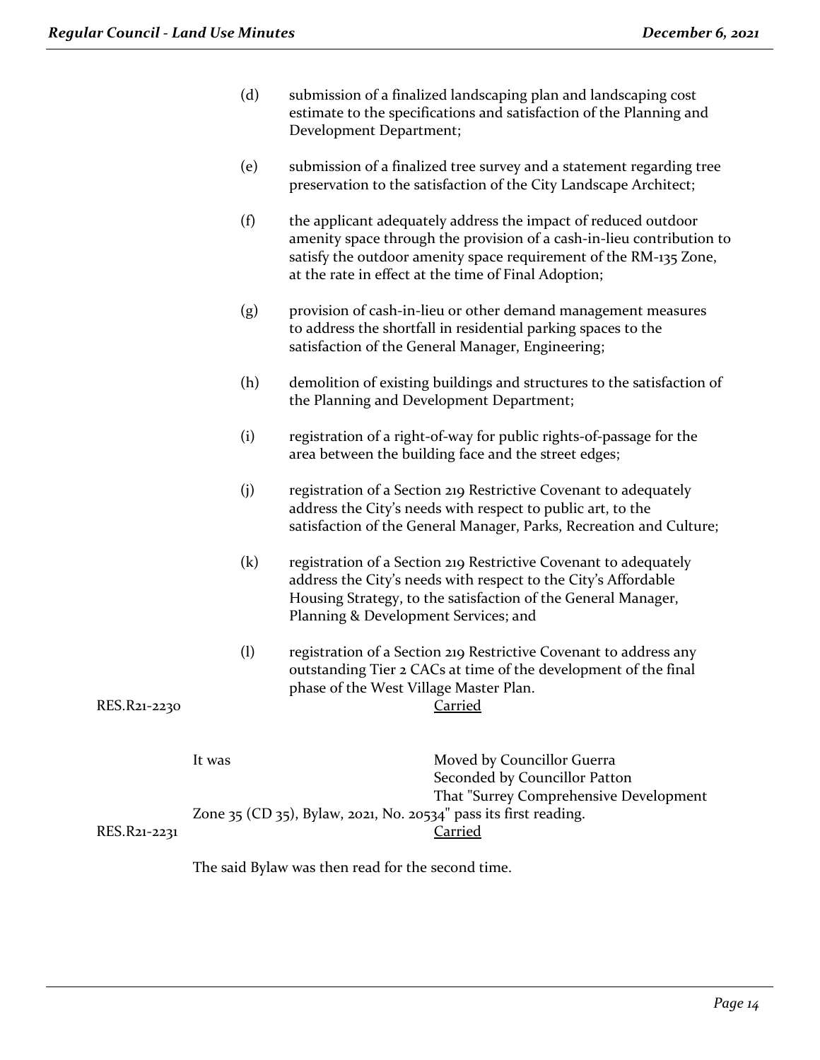(d) submission of a finalized landscaping plan and landscaping cost estimate to the specifications and satisfaction of the Planning and Development Department;

(e) submission of a finalized tree survey and a statement regarding tree preservation to the satisfaction of the City Landscape Architect;

(f) the applicant adequately address the impact of reduced outdoor amenity space through the provision of a cash-in-lieu contribution to satisfy the outdoor amenity space requirement of the RM-135 Zone, at the rate in effect at the time of Final Adoption;

(g) provision of cash-in-lieu or other demand management measures to address the shortfall in residential parking spaces to the satisfaction of the General Manager, Engineering;

(h) demolition of existing buildings and structures to the satisfaction of the Planning and Development Department;

(i) registration of a right-of-way for public rights-of-passage for the area between the building face and the street edges;

(j) registration of a Section 219 Restrictive Covenant to adequately address the City's needs with respect to public art, to the satisfaction of the General Manager, Parks, Recreation and Culture;

(k) registration of a Section 219 Restrictive Covenant to adequately address the City's needs with respect to the City's Affordable Housing Strategy, to the satisfaction of the General Manager, Planning & Development Services; and

(l) registration of a Section 219 Restrictive Covenant to address any outstanding Tier 2 CACs at time of the development of the final phase of the West Village Master Plan.

RES.R21-2230 Carried

It was Moved by Councillor Guerra
Seconded by Councillor Patton
That "Surrey Comprehensive Development Zone 35 (CD 35), Bylaw, 2021, No. 20534" pass its first reading.

RES.R21-2231 Carried

The said Bylaw was then read for the second time.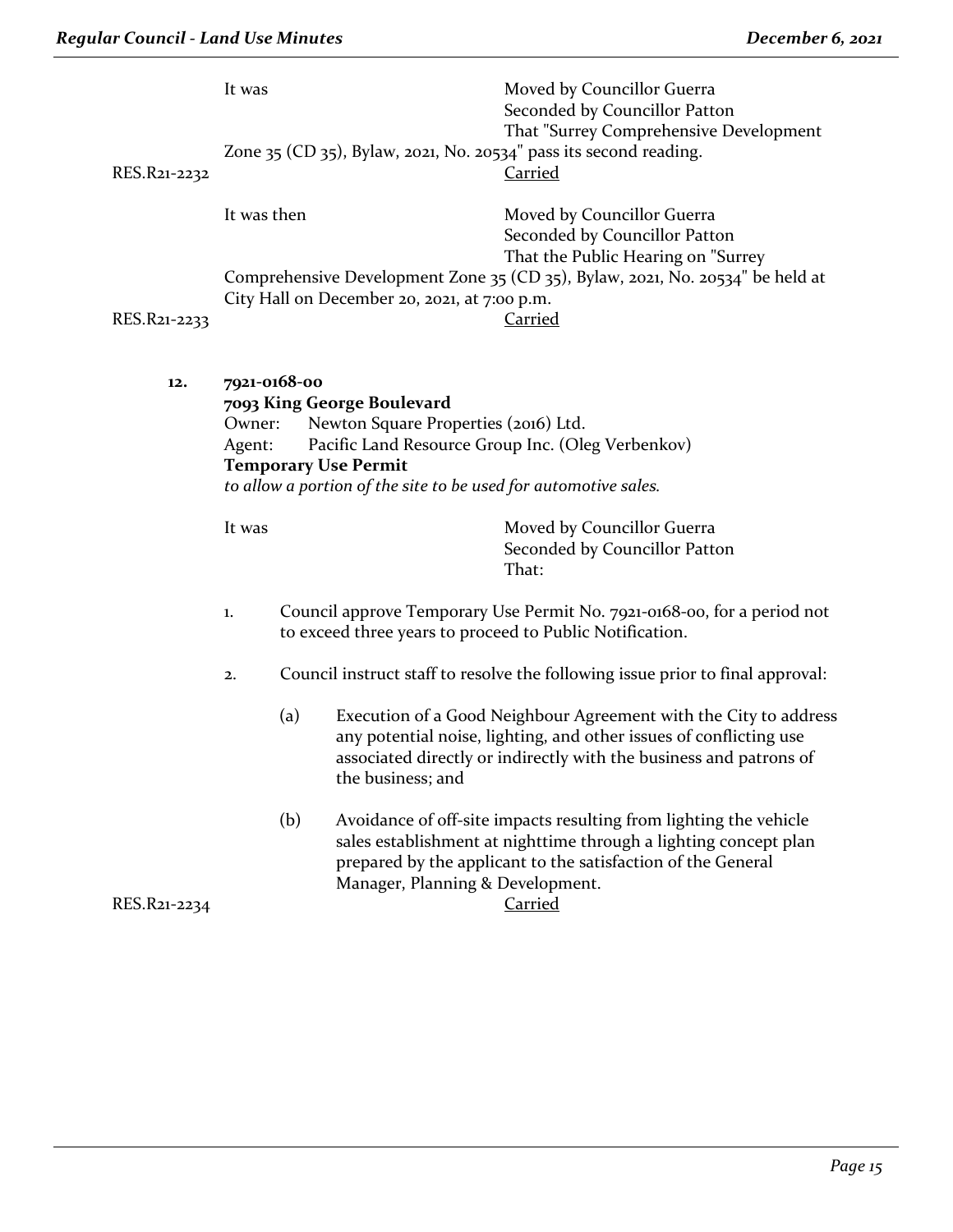It was Moved by Councillor Guerra
Seconded by Councillor Patton
That "Surrey Comprehensive Development Zone 35 (CD 35), Bylaw, 2021, No. 20534" pass its second reading.

RES.R21-2232 Carried

It was then Moved by Councillor Guerra
Seconded by Councillor Patton
That the Public Hearing on "Surrey Comprehensive Development Zone 35 (CD 35), Bylaw, 2021, No. 20534" be held at City Hall on December 20, 2021, at 7:00 p.m.

RES.R21-2233 Carried

**12. 7921-0168-00**
**7093 King George Boulevard**
Owner: Newton Square Properties (2016) Ltd.
Agent: Pacific Land Resource Group Inc. (Oleg Verbenkov)
**Temporary Use Permit**
*to allow a portion of the site to be used for automotive sales.*

It was Moved by Councillor Guerra
Seconded by Councillor Patton
That:

1. Council approve Temporary Use Permit No. 7921-0168-00, for a period not to exceed three years to proceed to Public Notification.

2. Council instruct staff to resolve the following issue prior to final approval:

   (a) Execution of a Good Neighbour Agreement with the City to address any potential noise, lighting, and other issues of conflicting use associated directly or indirectly with the business and patrons of the business; and

   (b) Avoidance of off-site impacts resulting from lighting the vehicle sales establishment at nighttime through a lighting concept plan prepared by the applicant to the satisfaction of the General Manager, Planning & Development.

RES.R21-2234 Carried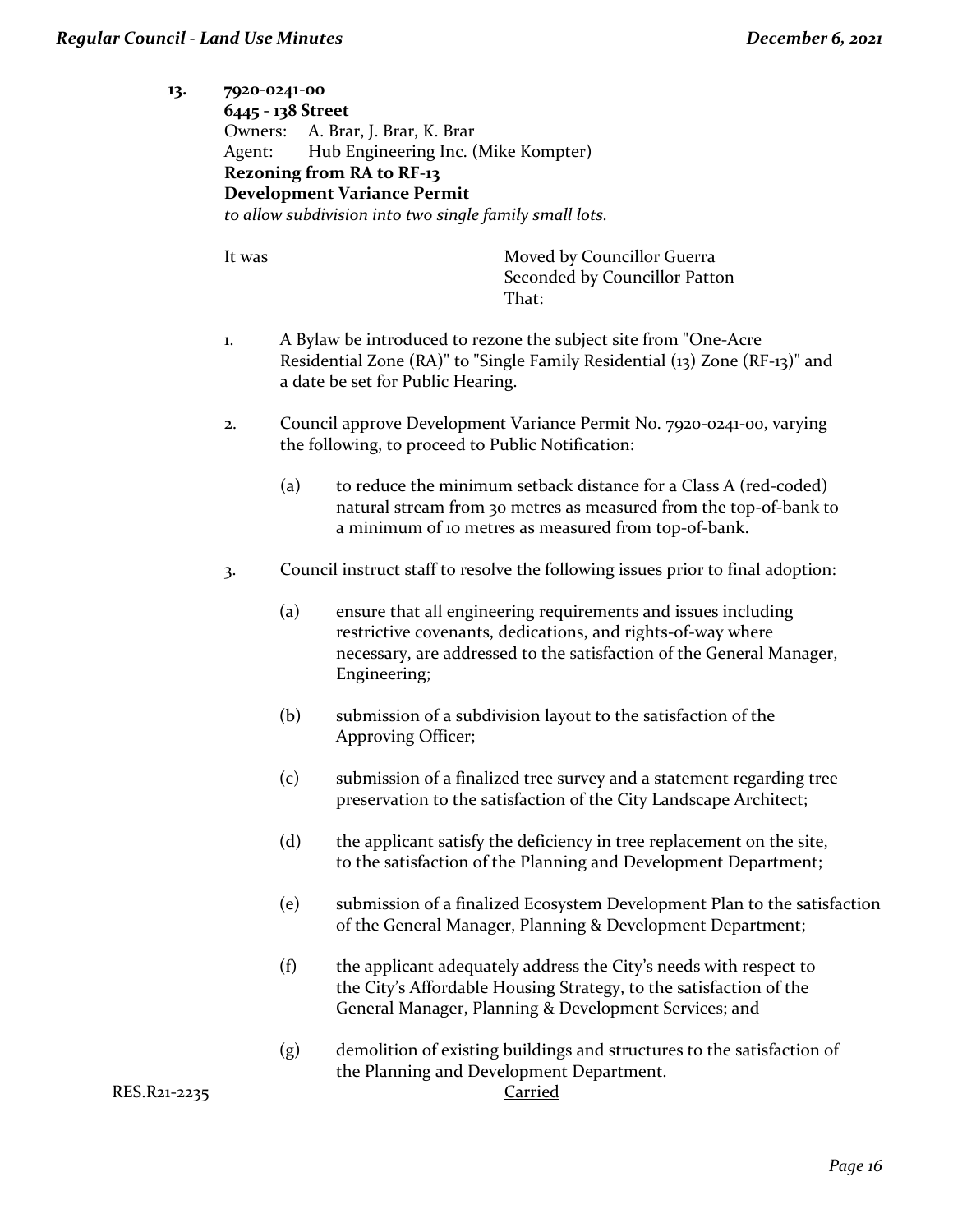**13. 7920-0241-00**
**6445 - 138 Street**
Owners: A. Brar, J. Brar, K. Brar
Agent: Hub Engineering Inc. (Mike Kompter)
**Rezoning from RA to RF-13**
**Development Variance Permit**
*to allow subdivision into two single family small lots.*

It was

Moved by Councillor Guerra
Seconded by Councillor Patton
That:

1. A Bylaw be introduced to rezone the subject site from "One-Acre Residential Zone (RA)" to "Single Family Residential (13) Zone (RF-13)" and a date be set for Public Hearing.

2. Council approve Development Variance Permit No. 7920-0241-00, varying the following, to proceed to Public Notification:

   (a) to reduce the minimum setback distance for a Class A (red-coded) natural stream from 30 metres as measured from the top-of-bank to a minimum of 10 metres as measured from top-of-bank.

3. Council instruct staff to resolve the following issues prior to final adoption:

   (a) ensure that all engineering requirements and issues including restrictive covenants, dedications, and rights-of-way where necessary, are addressed to the satisfaction of the General Manager, Engineering;

   (b) submission of a subdivision layout to the satisfaction of the Approving Officer;

   (c) submission of a finalized tree survey and a statement regarding tree preservation to the satisfaction of the City Landscape Architect;

   (d) the applicant satisfy the deficiency in tree replacement on the site, to the satisfaction of the Planning and Development Department;

   (e) submission of a finalized Ecosystem Development Plan to the satisfaction of the General Manager, Planning & Development Department;

   (f) the applicant adequately address the City's needs with respect to the City's Affordable Housing Strategy, to the satisfaction of the General Manager, Planning & Development Services; and

   (g) demolition of existing buildings and structures to the satisfaction of the Planning and Development Department.

RES.R21-2235 Carried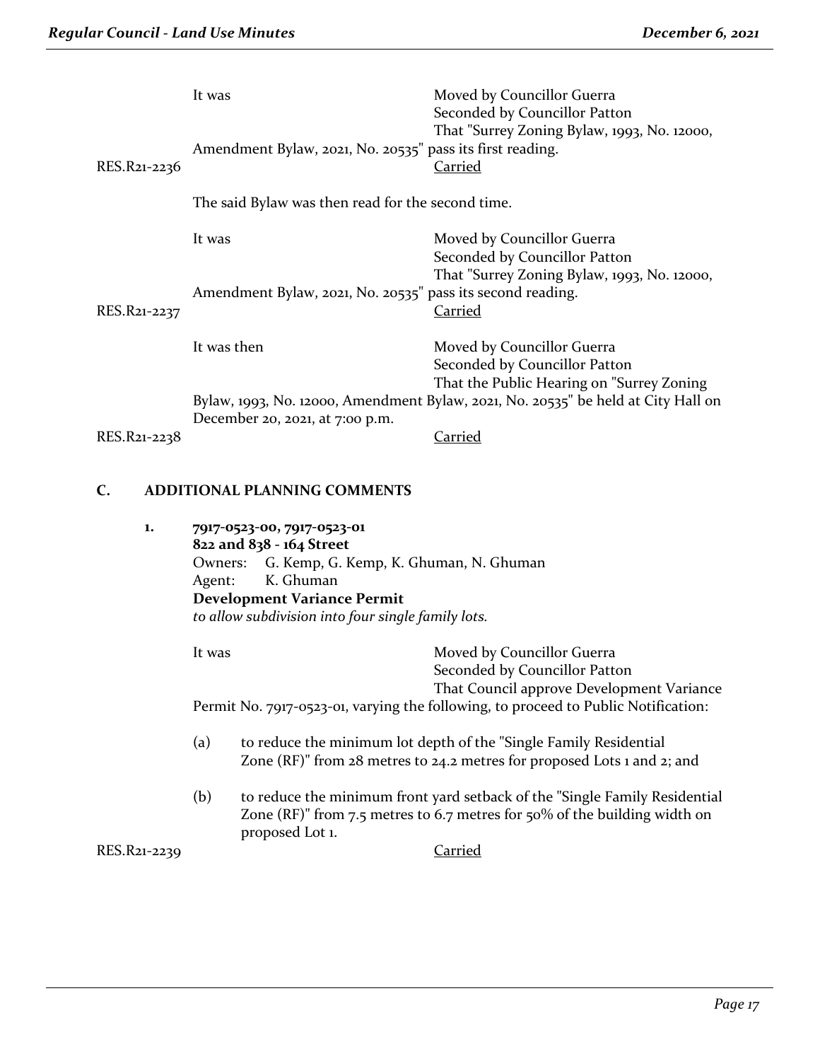It was Moved by Councillor Guerra
Seconded by Councillor Patton
That "Surrey Zoning Bylaw, 1993, No. 12000, Amendment Bylaw, 2021, No. 20535" pass its first reading.

RES.R21-2236 Carried

The said Bylaw was then read for the second time.

It was Moved by Councillor Guerra
Seconded by Councillor Patton
That "Surrey Zoning Bylaw, 1993, No. 12000, Amendment Bylaw, 2021, No. 20535" pass its second reading.

RES.R21-2237 Carried

It was then Moved by Councillor Guerra
Seconded by Councillor Patton
That the Public Hearing on "Surrey Zoning Bylaw, 1993, No. 12000, Amendment Bylaw, 2021, No. 20535" be held at City Hall on December 20, 2021, at 7:00 p.m.

RES.R21-2238 Carried

## C. ADDITIONAL PLANNING COMMENTS

**1. 7917-0523-00, 7917-0523-01**
**822 and 838 - 164 Street**
Owners: G. Kemp, G. Kemp, K. Ghuman, N. Ghuman
Agent: K. Ghuman
**Development Variance Permit**
*to allow subdivision into four single family lots.*

It was Moved by Councillor Guerra
Seconded by Councillor Patton
That Council approve Development Variance Permit No. 7917-0523-01, varying the following, to proceed to Public Notification:

(a) to reduce the minimum lot depth of the "Single Family Residential Zone (RF)" from 28 metres to 24.2 metres for proposed Lots 1 and 2; and

(b) to reduce the minimum front yard setback of the "Single Family Residential Zone (RF)" from 7.5 metres to 6.7 metres for 50% of the building width on proposed Lot 1.

RES.R21-2239 Carried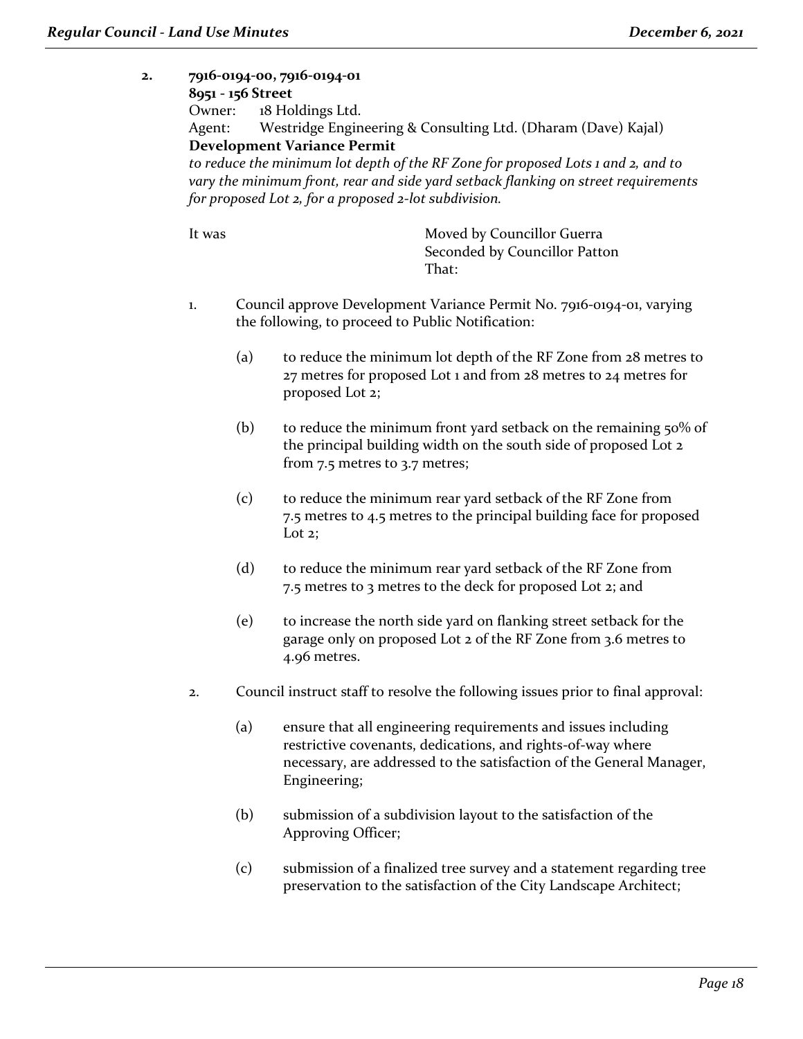**2. 7916-0194-00, 7916-0194-01**
**8951 - 156 Street**
Owner: 18 Holdings Ltd.
Agent: Westridge Engineering & Consulting Ltd. (Dharam (Dave) Kajal)
**Development Variance Permit**
*to reduce the minimum lot depth of the RF Zone for proposed Lots 1 and 2, and to vary the minimum front, rear and side yard setback flanking on street requirements for proposed Lot 2, for a proposed 2-lot subdivision.*

It was

Moved by Councillor Guerra
Seconded by Councillor Patton
That:

1. Council approve Development Variance Permit No. 7916-0194-01, varying the following, to proceed to Public Notification:

   (a) to reduce the minimum lot depth of the RF Zone from 28 metres to 27 metres for proposed Lot 1 and from 28 metres to 24 metres for proposed Lot 2;

   (b) to reduce the minimum front yard setback on the remaining 50% of the principal building width on the south side of proposed Lot 2 from 7.5 metres to 3.7 metres;

   (c) to reduce the minimum rear yard setback of the RF Zone from 7.5 metres to 4.5 metres to the principal building face for proposed Lot 2;

   (d) to reduce the minimum rear yard setback of the RF Zone from 7.5 metres to 3 metres to the deck for proposed Lot 2; and

   (e) to increase the north side yard on flanking street setback for the garage only on proposed Lot 2 of the RF Zone from 3.6 metres to 4.96 metres.

2. Council instruct staff to resolve the following issues prior to final approval:

   (a) ensure that all engineering requirements and issues including restrictive covenants, dedications, and rights-of-way where necessary, are addressed to the satisfaction of the General Manager, Engineering;

   (b) submission of a subdivision layout to the satisfaction of the Approving Officer;

   (c) submission of a finalized tree survey and a statement regarding tree preservation to the satisfaction of the City Landscape Architect;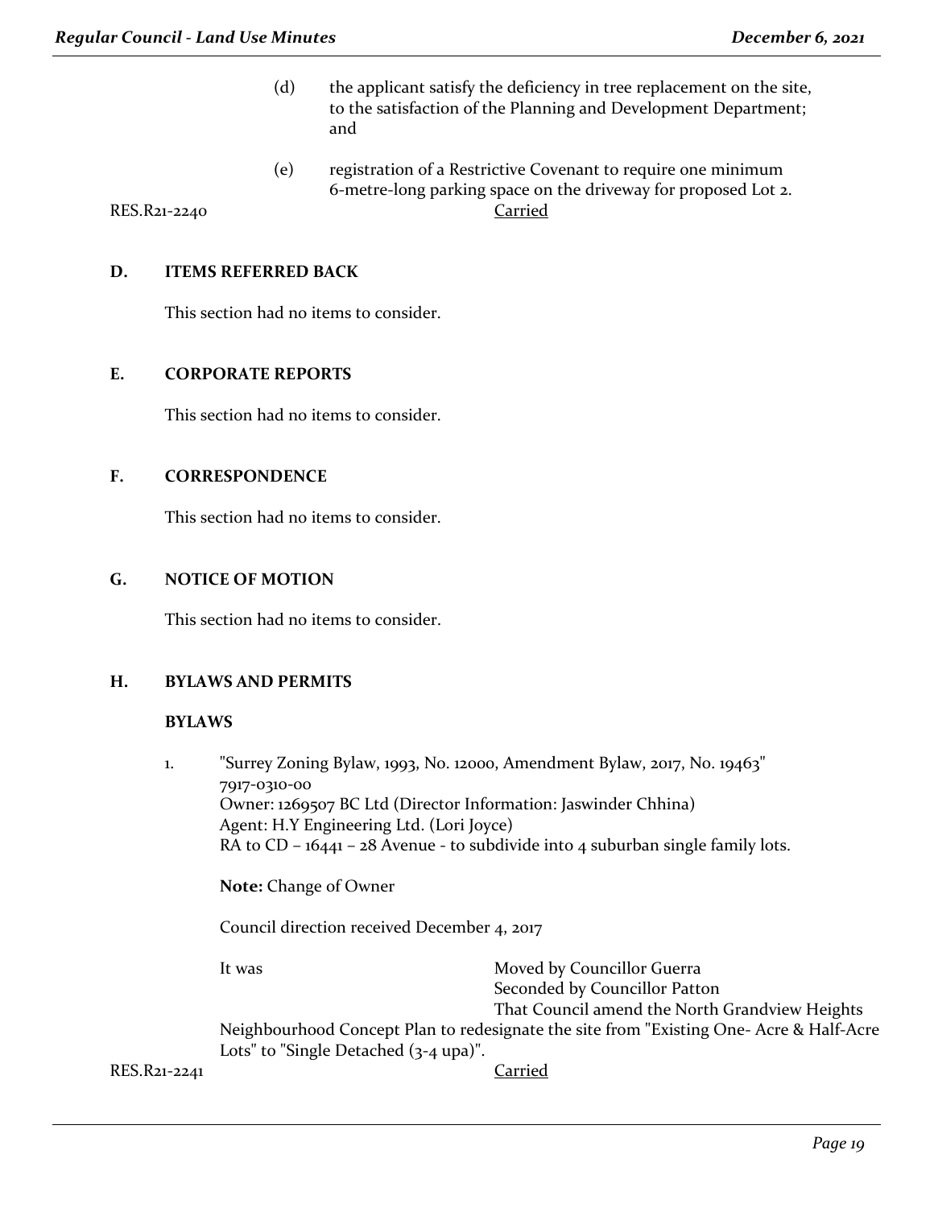(d) the applicant satisfy the deficiency in tree replacement on the site, to the satisfaction of the Planning and Development Department; and

(e) registration of a Restrictive Covenant to require one minimum 6-metre-long parking space on the driveway for proposed Lot 2.

RES.R21-2240 Carried

## D. ITEMS REFERRED BACK

This section had no items to consider.

## E. CORPORATE REPORTS

This section had no items to consider.

## F. CORRESPONDENCE

This section had no items to consider.

## G. NOTICE OF MOTION

This section had no items to consider.

## H. BYLAWS AND PERMITS

### BYLAWS

1. "Surrey Zoning Bylaw, 1993, No. 12000, Amendment Bylaw, 2017, No. 19463"
   7917-0310-00
   Owner: 1269507 BC Ltd (Director Information: Jaswinder Chhina)
   Agent: H.Y Engineering Ltd. (Lori Joyce)
   RA to CD – 16441 – 28 Avenue - to subdivide into 4 suburban single family lots.

   **Note:** Change of Owner

   Council direction received December 4, 2017

   It was Moved by Councillor Guerra
   Seconded by Councillor Patton
   That Council amend the North Grandview Heights Neighbourhood Concept Plan to redesignate the site from "Existing One- Acre & Half-Acre Lots" to "Single Detached (3-4 upa)".

RES.R21-2241 Carried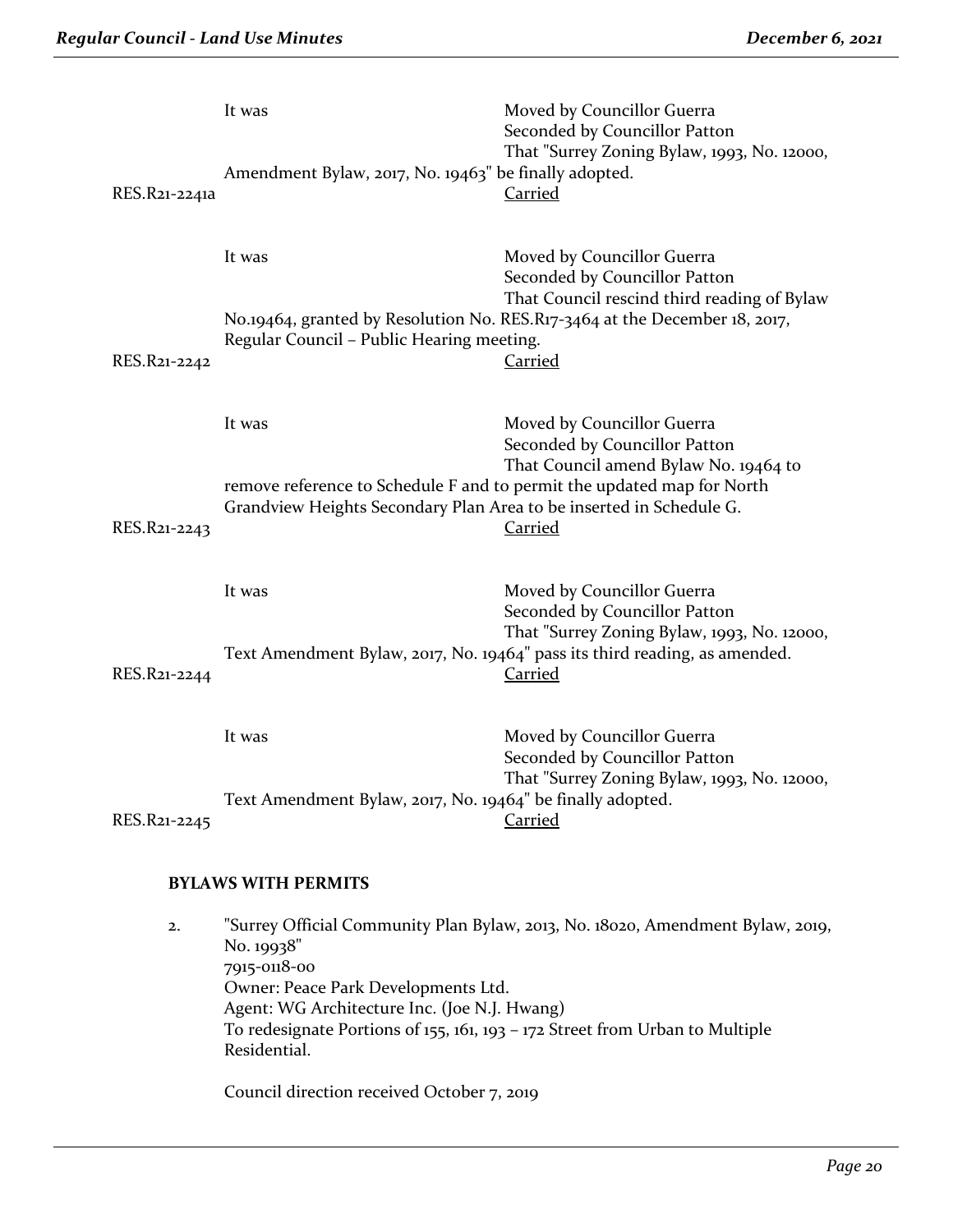It was Moved by Councillor Guerra
Seconded by Councillor Patton
That "Surrey Zoning Bylaw, 1993, No. 12000, Amendment Bylaw, 2017, No. 19463" be finally adopted.

RES.R21-2241a Carried

It was Moved by Councillor Guerra
Seconded by Councillor Patton
That Council rescind third reading of Bylaw No.19464, granted by Resolution No. RES.R17-3464 at the December 18, 2017, Regular Council – Public Hearing meeting.

RES.R21-2242 Carried

It was Moved by Councillor Guerra
Seconded by Councillor Patton
That Council amend Bylaw No. 19464 to remove reference to Schedule F and to permit the updated map for North Grandview Heights Secondary Plan Area to be inserted in Schedule G.

RES.R21-2243 Carried

It was Moved by Councillor Guerra
Seconded by Councillor Patton
That "Surrey Zoning Bylaw, 1993, No. 12000, Text Amendment Bylaw, 2017, No. 19464" pass its third reading, as amended.

RES.R21-2244 Carried

It was Moved by Councillor Guerra
Seconded by Councillor Patton
That "Surrey Zoning Bylaw, 1993, No. 12000, Text Amendment Bylaw, 2017, No. 19464" be finally adopted.

RES.R21-2245 Carried

**BYLAWS WITH PERMITS**

2. "Surrey Official Community Plan Bylaw, 2013, No. 18020, Amendment Bylaw, 2019, No. 19938"
   7915-0118-00
   Owner: Peace Park Developments Ltd.
   Agent: WG Architecture Inc. (Joe N.J. Hwang)
   To redesignate Portions of 155, 161, 193 – 172 Street from Urban to Multiple Residential.

   Council direction received October 7, 2019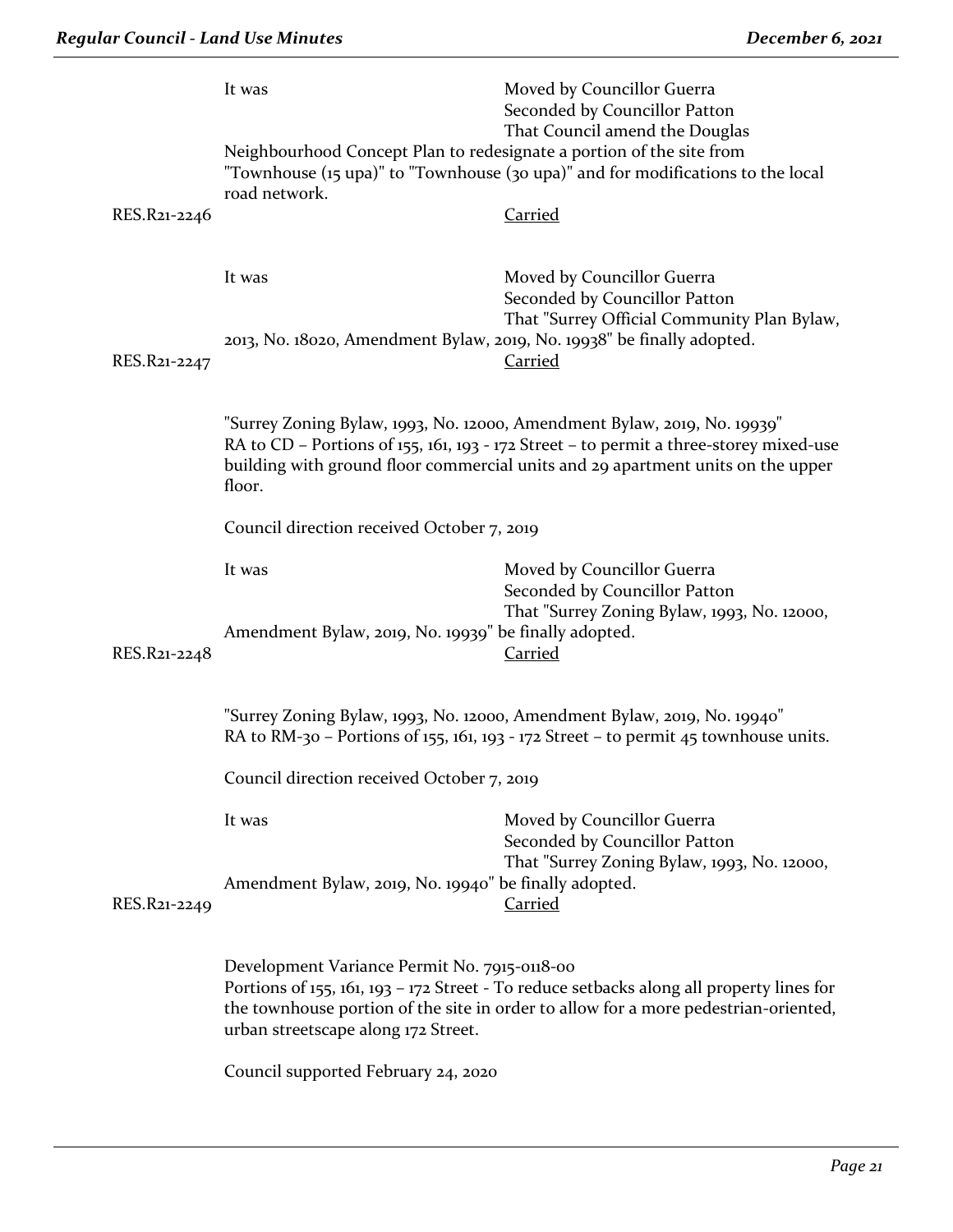It was Moved by Councillor Guerra
Seconded by Councillor Patton
That Council amend the Douglas Neighbourhood Concept Plan to redesignate a portion of the site from "Townhouse (15 upa)" to "Townhouse (30 upa)" and for modifications to the local road network.

RES.R21-2246 Carried

It was Moved by Councillor Guerra
Seconded by Councillor Patton
That "Surrey Official Community Plan Bylaw, 2013, No. 18020, Amendment Bylaw, 2019, No. 19938" be finally adopted.

RES.R21-2247 Carried

"Surrey Zoning Bylaw, 1993, No. 12000, Amendment Bylaw, 2019, No. 19939"
RA to CD – Portions of 155, 161, 193 - 172 Street – to permit a three-storey mixed-use building with ground floor commercial units and 29 apartment units on the upper floor.

Council direction received October 7, 2019

It was Moved by Councillor Guerra
Seconded by Councillor Patton
That "Surrey Zoning Bylaw, 1993, No. 12000, Amendment Bylaw, 2019, No. 19939" be finally adopted.

RES.R21-2248 Carried

"Surrey Zoning Bylaw, 1993, No. 12000, Amendment Bylaw, 2019, No. 19940"
RA to RM-30 – Portions of 155, 161, 193 - 172 Street – to permit 45 townhouse units.

Council direction received October 7, 2019

It was Moved by Councillor Guerra
Seconded by Councillor Patton
That "Surrey Zoning Bylaw, 1993, No. 12000, Amendment Bylaw, 2019, No. 19940" be finally adopted.

RES.R21-2249 Carried

Development Variance Permit No. 7915-0118-00
Portions of 155, 161, 193 – 172 Street - To reduce setbacks along all property lines for the townhouse portion of the site in order to allow for a more pedestrian-oriented, urban streetscape along 172 Street.

Council supported February 24, 2020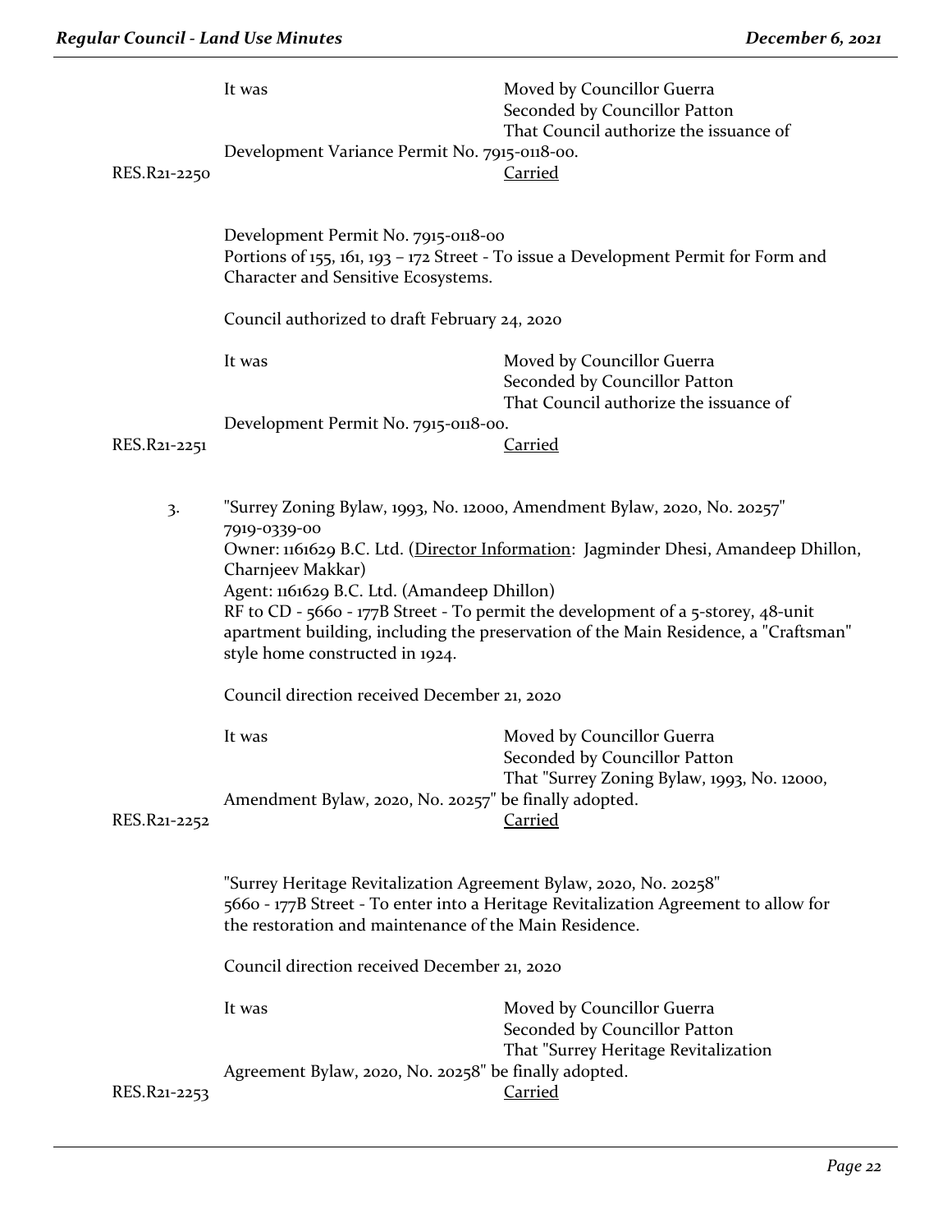It was Moved by Councillor Guerra
Seconded by Councillor Patton
That Council authorize the issuance of Development Variance Permit No. 7915-0118-00.

RES.R21-2250 Carried

Development Permit No. 7915-0118-00
Portions of 155, 161, 193 – 172 Street - To issue a Development Permit for Form and Character and Sensitive Ecosystems.

Council authorized to draft February 24, 2020

It was Moved by Councillor Guerra
Seconded by Councillor Patton
That Council authorize the issuance of Development Permit No. 7915-0118-00.

RES.R21-2251 Carried

3. "Surrey Zoning Bylaw, 1993, No. 12000, Amendment Bylaw, 2020, No. 20257"
7919-0339-00
Owner: 1161629 B.C. Ltd. (Director Information: Jagminder Dhesi, Amandeep Dhillon, Charnjeev Makkar)
Agent: 1161629 B.C. Ltd. (Amandeep Dhillon)
RF to CD - 5660 - 177B Street - To permit the development of a 5-storey, 48-unit apartment building, including the preservation of the Main Residence, a "Craftsman" style home constructed in 1924.

Council direction received December 21, 2020

It was Moved by Councillor Guerra
Seconded by Councillor Patton
That "Surrey Zoning Bylaw, 1993, No. 12000, Amendment Bylaw, 2020, No. 20257" be finally adopted.

RES.R21-2252 Carried

"Surrey Heritage Revitalization Agreement Bylaw, 2020, No. 20258"
5660 - 177B Street - To enter into a Heritage Revitalization Agreement to allow for the restoration and maintenance of the Main Residence.

Council direction received December 21, 2020

It was Moved by Councillor Guerra
Seconded by Councillor Patton
That "Surrey Heritage Revitalization Agreement Bylaw, 2020, No. 20258" be finally adopted.

RES.R21-2253 Carried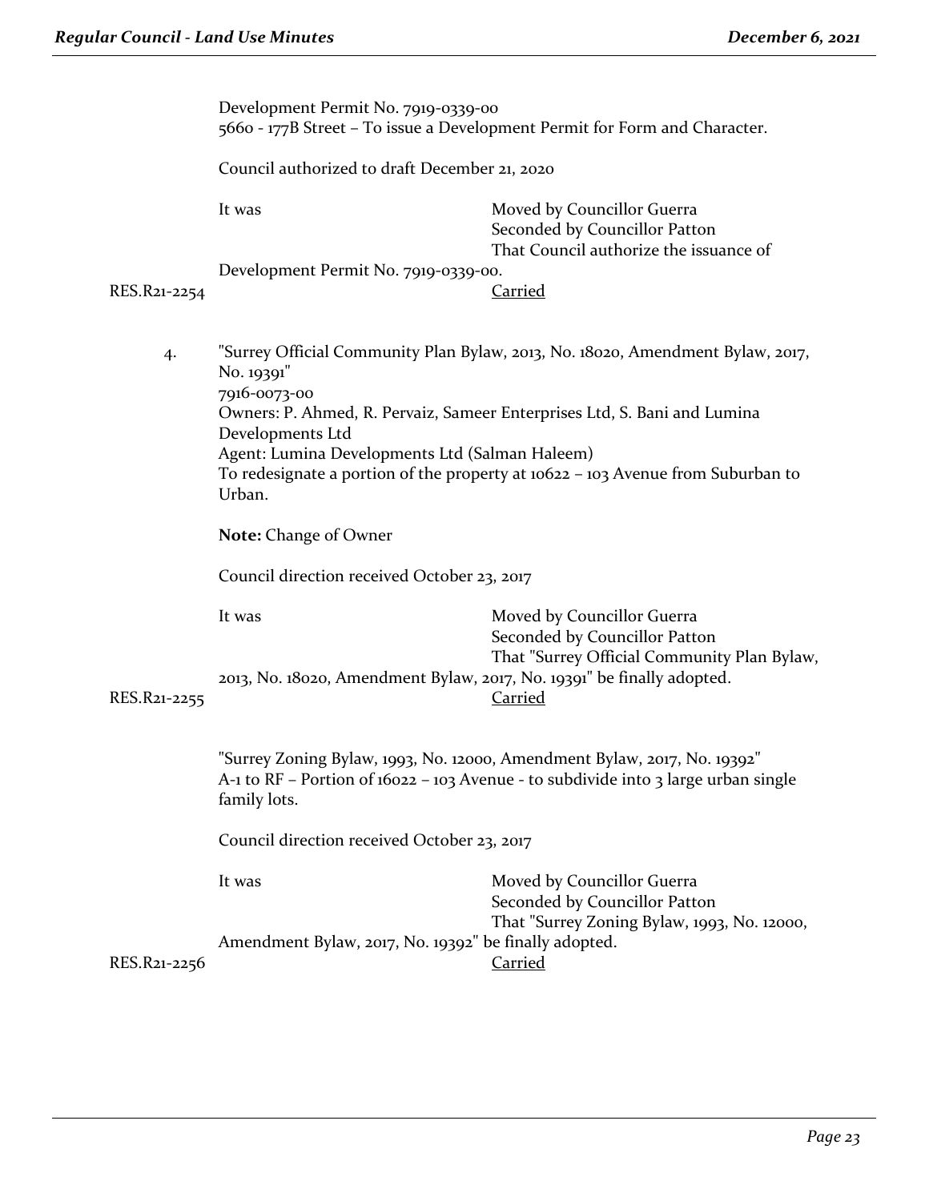Development Permit No. 7919-0339-00
5660 - 177B Street – To issue a Development Permit for Form and Character.

Council authorized to draft December 21, 2020

It was Moved by Councillor Guerra
Seconded by Councillor Patton
That Council authorize the issuance of Development Permit No. 7919-0339-00.

RES.R21-2254 Carried

4. "Surrey Official Community Plan Bylaw, 2013, No. 18020, Amendment Bylaw, 2017, No. 19391"
7916-0073-00
Owners: P. Ahmed, R. Pervaiz, Sameer Enterprises Ltd, S. Bani and Lumina Developments Ltd
Agent: Lumina Developments Ltd (Salman Haleem)
To redesignate a portion of the property at 10622 – 103 Avenue from Suburban to Urban.

**Note:** Change of Owner

Council direction received October 23, 2017

It was Moved by Councillor Guerra
Seconded by Councillor Patton
That "Surrey Official Community Plan Bylaw, 2013, No. 18020, Amendment Bylaw, 2017, No. 19391" be finally adopted.

RES.R21-2255 Carried

"Surrey Zoning Bylaw, 1993, No. 12000, Amendment Bylaw, 2017, No. 19392"
A-1 to RF – Portion of 16022 – 103 Avenue - to subdivide into 3 large urban single family lots.

Council direction received October 23, 2017

It was Moved by Councillor Guerra
Seconded by Councillor Patton
That "Surrey Zoning Bylaw, 1993, No. 12000, Amendment Bylaw, 2017, No. 19392" be finally adopted.

RES.R21-2256 Carried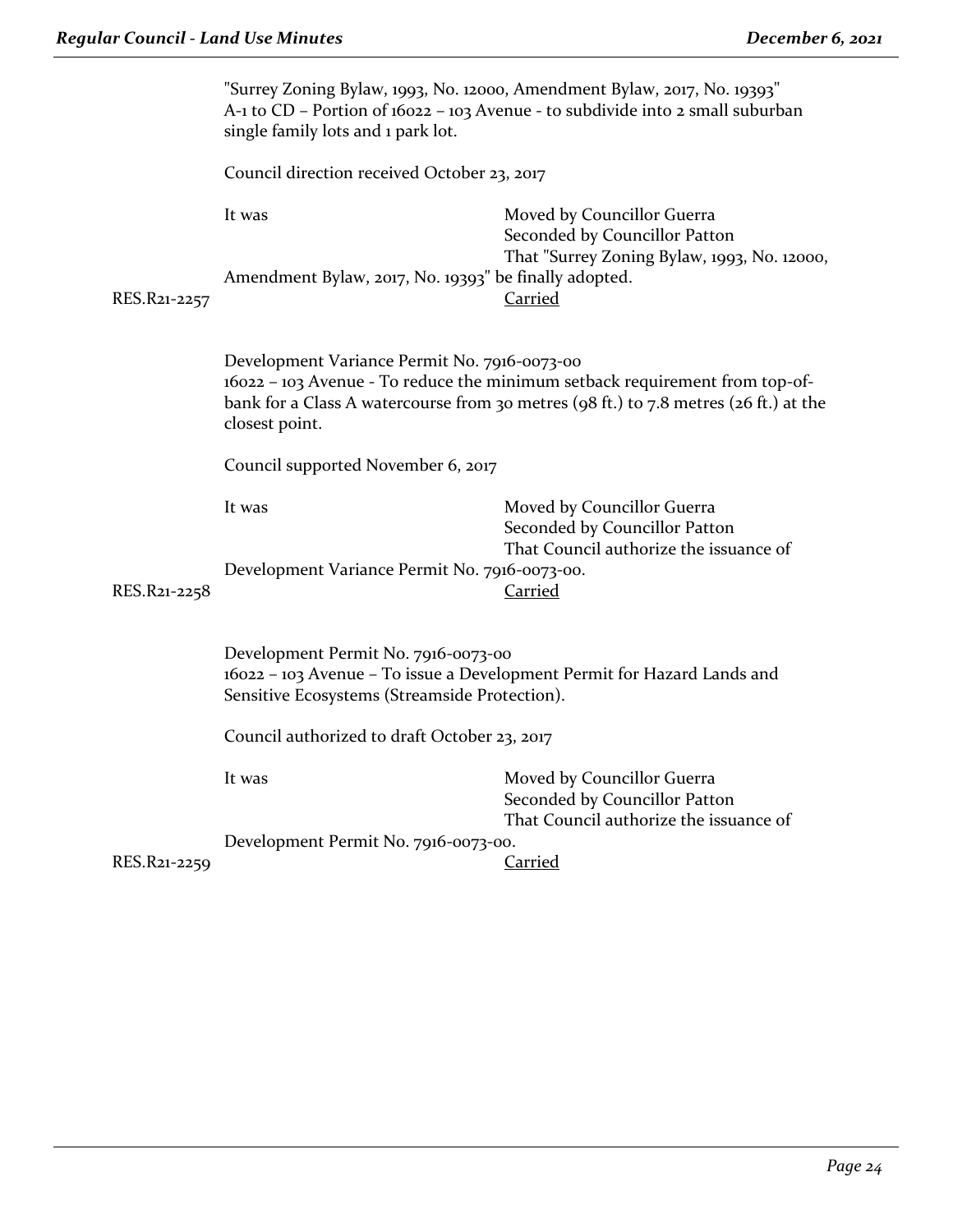"Surrey Zoning Bylaw, 1993, No. 12000, Amendment Bylaw, 2017, No. 19393"
A-1 to CD – Portion of 16022 – 103 Avenue - to subdivide into 2 small suburban single family lots and 1 park lot.

Council direction received October 23, 2017

It was Moved by Councillor Guerra
Seconded by Councillor Patton
That "Surrey Zoning Bylaw, 1993, No. 12000, Amendment Bylaw, 2017, No. 19393" be finally adopted.

RES.R21-2257 Carried

Development Variance Permit No. 7916-0073-00
16022 – 103 Avenue - To reduce the minimum setback requirement from top-of-bank for a Class A watercourse from 30 metres (98 ft.) to 7.8 metres (26 ft.) at the closest point.

Council supported November 6, 2017

It was Moved by Councillor Guerra
Seconded by Councillor Patton
That Council authorize the issuance of Development Variance Permit No. 7916-0073-00.

RES.R21-2258 Carried

Development Permit No. 7916-0073-00
16022 – 103 Avenue – To issue a Development Permit for Hazard Lands and Sensitive Ecosystems (Streamside Protection).

Council authorized to draft October 23, 2017

It was Moved by Councillor Guerra
Seconded by Councillor Patton
That Council authorize the issuance of Development Permit No. 7916-0073-00.

RES.R21-2259 Carried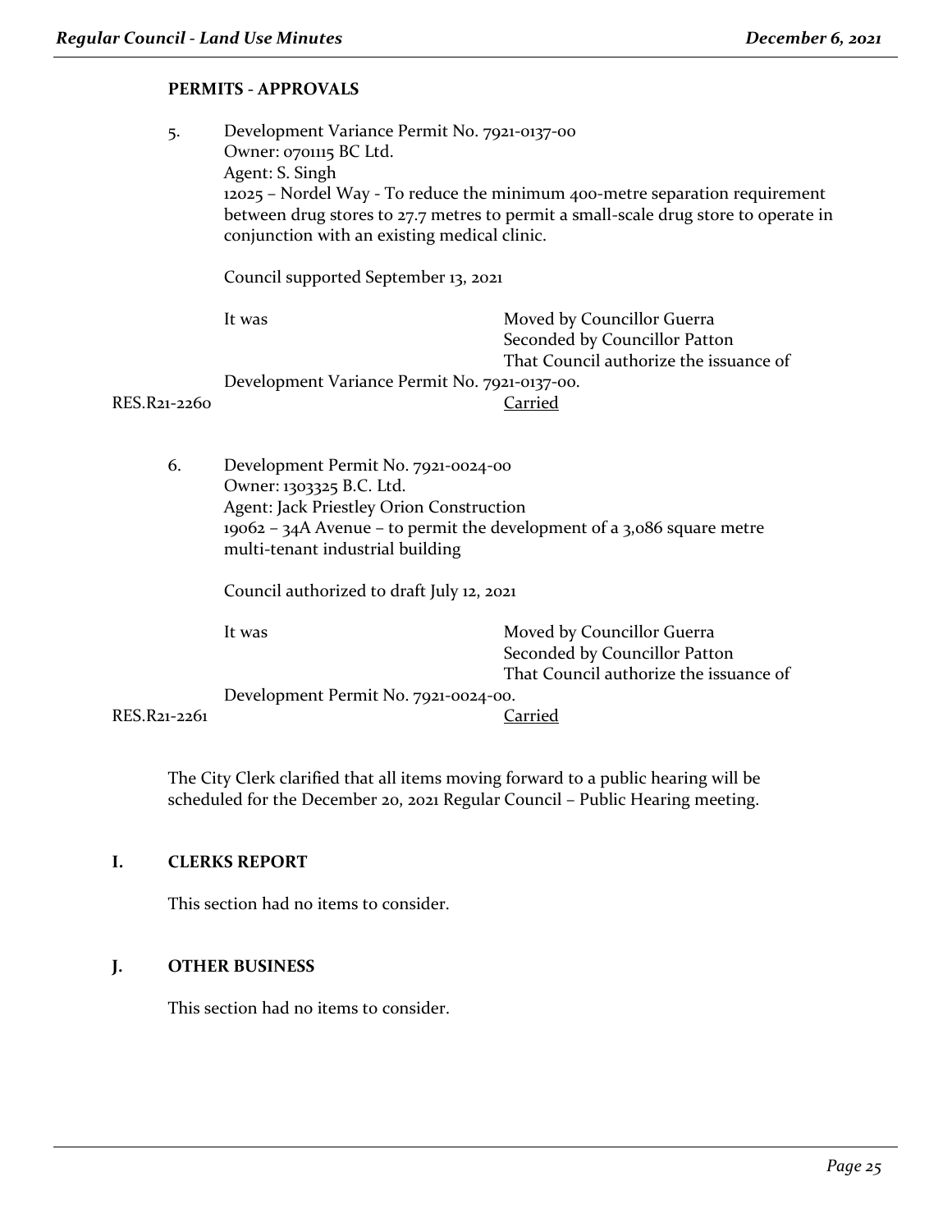**PERMITS - APPROVALS**

5. Development Variance Permit No. 7921-0137-00
   Owner: 0701115 BC Ltd.
   Agent: S. Singh
   12025 – Nordel Way - To reduce the minimum 400-metre separation requirement between drug stores to 27.7 metres to permit a small-scale drug store to operate in conjunction with an existing medical clinic.

   Council supported September 13, 2021

   It was Moved by Councillor Guerra
   Seconded by Councillor Patton
   That Council authorize the issuance of Development Variance Permit No. 7921-0137-00.

   RES.R21-2260 Carried

6. Development Permit No. 7921-0024-00
   Owner: 1303325 B.C. Ltd.
   Agent: Jack Priestley Orion Construction
   19062 – 34A Avenue – to permit the development of a 3,086 square metre multi-tenant industrial building

   Council authorized to draft July 12, 2021

   It was Moved by Councillor Guerra
   Seconded by Councillor Patton
   That Council authorize the issuance of Development Permit No. 7921-0024-00.

   RES.R21-2261 Carried

The City Clerk clarified that all items moving forward to a public hearing will be scheduled for the December 20, 2021 Regular Council – Public Hearing meeting.

## I. CLERKS REPORT

This section had no items to consider.

## J. OTHER BUSINESS

This section had no items to consider.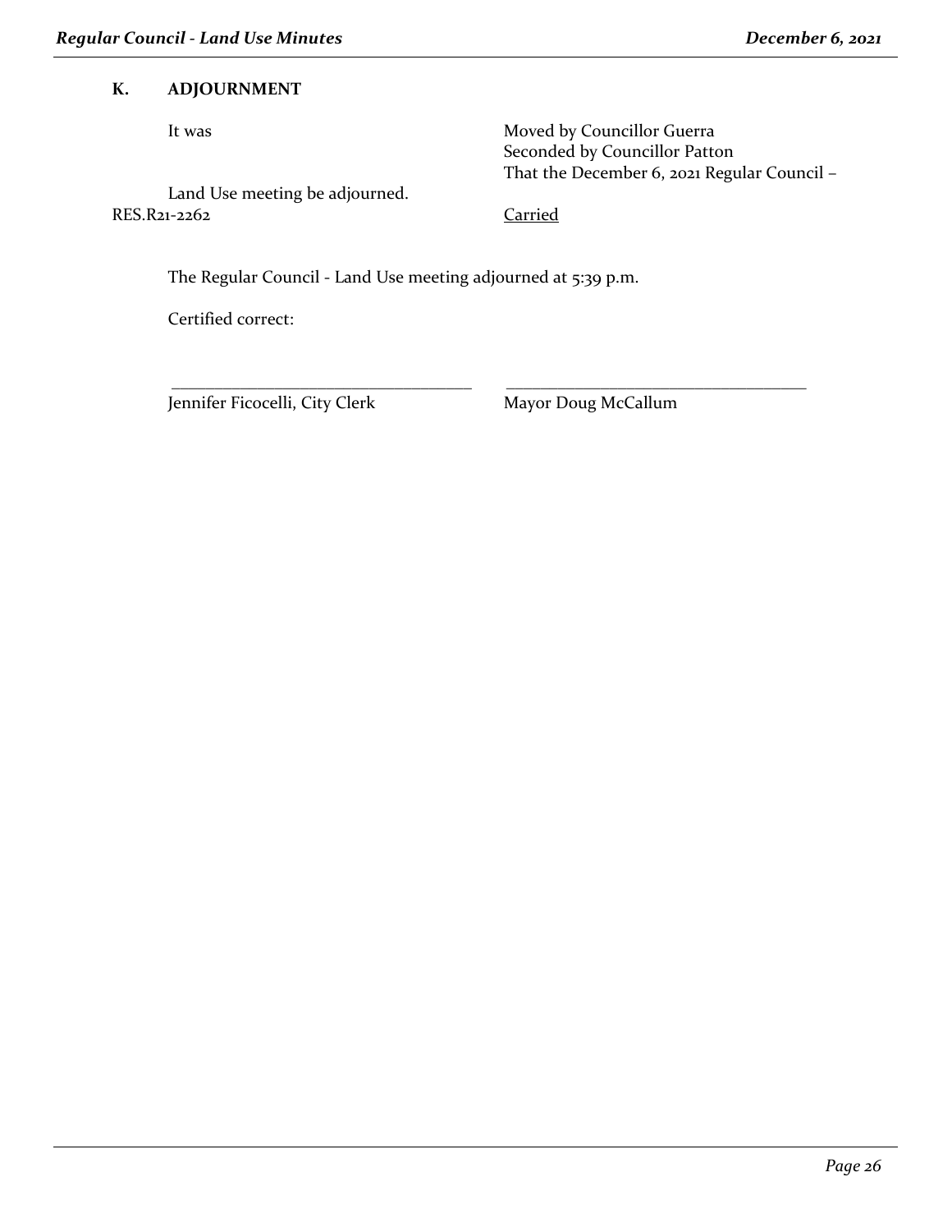## K. ADJOURNMENT

It was

Moved by Councillor Guerra
Seconded by Councillor Patton
That the December 6, 2021 Regular Council – Land Use meeting be adjourned.

RES.R21-2262 Carried

The Regular Council - Land Use meeting adjourned at 5:39 p.m.

Certified correct:

\_\_\_\_\_\_\_\_\_\_\_\_\_\_\_\_\_\_\_\_\_\_\_\_\_\_\_\_\_\_\_\_\_\_\_\_
Jennifer Ficocelli, City Clerk

\_\_\_\_\_\_\_\_\_\_\_\_\_\_\_\_\_\_\_\_\_\_\_\_\_\_\_\_\_\_\_\_\_\_\_\_
Mayor Doug McCallum